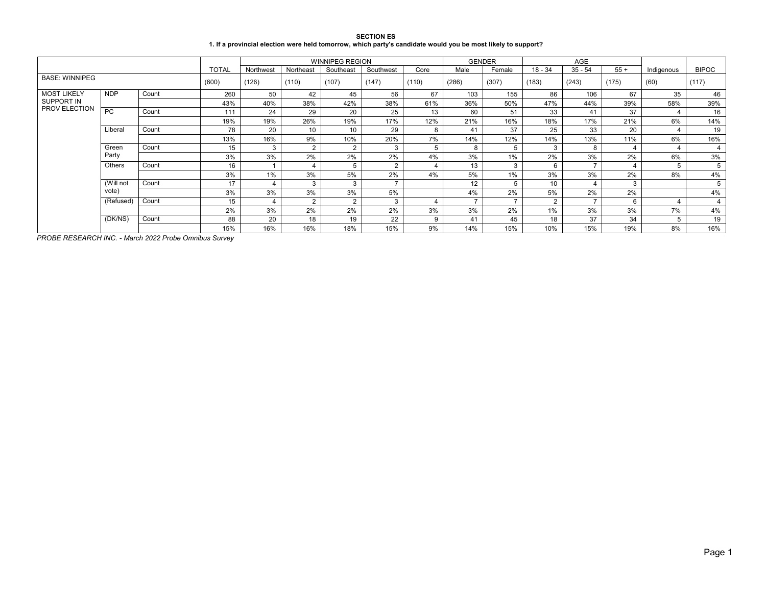**SECTION ES**

**1. If a provincial election were held tomorrow, which party's candidate would you be most likely to support?**

| | | | | WINNIPEG REGION | | | | | GENDER | | AGE | | | | |
|---|---|---|---|---|---|---|---|---|---|---|---|---|---|---|---|
| | | | TOTAL | Northwest | Northeast | Southeast | Southwest | Core | Male | Female | 18 - 34 | 35 - 54 | 55 + | Indigenous | BIPOC |
| BASE: WINNIPEG | | | (600) | (126) | (110) | (107) | (147) | (110) | (286) | (307) | (183) | (243) | (175) | (60) | (117) |
| MOST LIKELY SUPPORT IN PROV ELECTION | NDP | Count | 260 | 50 | 42 | 45 | 56 | 67 | 103 | 155 | 86 | 106 | 67 | 35 | 46 |
| | | | 43% | 40% | 38% | 42% | 38% | 61% | 36% | 50% | 47% | 44% | 39% | 58% | 39% |
| | PC | Count | 111 | 24 | 29 | 20 | 25 | 13 | 60 | 51 | 33 | 41 | 37 | 4 | 16 |
| | | | 19% | 19% | 26% | 19% | 17% | 12% | 21% | 16% | 18% | 17% | 21% | 6% | 14% |
| | Liberal | Count | 78 | 20 | 10 | 10 | 29 | 8 | 41 | 37 | 25 | 33 | 20 | 4 | 19 |
| | | | 13% | 16% | 9% | 10% | 20% | 7% | 14% | 12% | 14% | 13% | 11% | 6% | 16% |
| | Green Party | Count | 15 | 3 | 2 | 2 | 3 | 5 | 8 | 5 | 3 | 8 | 4 | 4 | 4 |
| | | | 3% | 3% | 2% | 2% | 2% | 4% | 3% | 1% | 2% | 3% | 2% | 6% | 3% |
| | Others | Count | 16 | 1 | 4 | 5 | 2 | 4 | 13 | 3 | 6 | 7 | 4 | 5 | 5 |
| | | | 3% | 1% | 3% | 5% | 2% | 4% | 5% | 1% | 3% | 3% | 2% | 8% | 4% |
| | (Will not vote) | Count | 17 | 4 | 3 | 3 | 7 | | 12 | 5 | 10 | 4 | 3 | | 5 |
| | | | 3% | 3% | 3% | 3% | 5% | | 4% | 2% | 5% | 2% | 2% | | 4% |
| | (Refused) | Count | 15 | 4 | 2 | 2 | 3 | 4 | 7 | 7 | 2 | 7 | 6 | 4 | 4 |
| | | | 2% | 3% | 2% | 2% | 2% | 3% | 3% | 2% | 1% | 3% | 3% | 7% | 4% |
| | (DK/NS) | Count | 88 | 20 | 18 | 19 | 22 | 9 | 41 | 45 | 18 | 37 | 34 | 5 | 19 |
| | | | 15% | 16% | 16% | 18% | 15% | 9% | 14% | 15% | 10% | 15% | 19% | 8% | 16% |

*PROBE RESEARCH INC. - March 2022 Probe Omnibus Survey*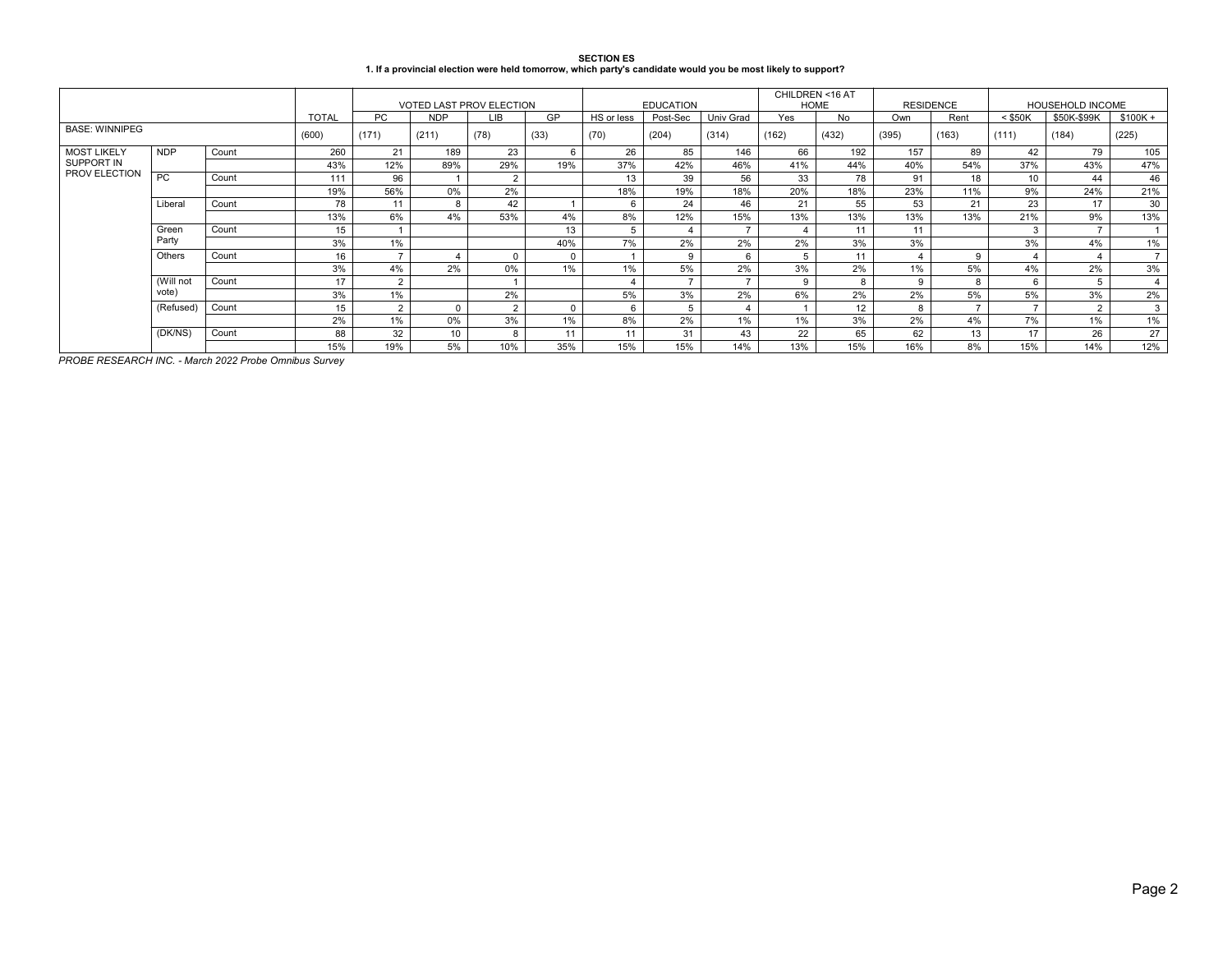**SECTION ES**

**1. If a provincial election were held tomorrow, which party's candidate would you be most likely to support?**

| | | | TOTAL | VOTED LAST PROV ELECTION | | | | EDUCATION | | | CHILDREN <16 AT HOME | | RESIDENCE | | HOUSEHOLD INCOME | | |
|---|---|---|---|---|---|---|---|---|---|---|---|---|---|---|---|---|---|
| | | | | PC | NDP | LIB | GP | HS or less | Post-Sec | Univ Grad | Yes | No | Own | Rent | < $50K | $50K-$99K | $100K + |
| BASE: WINNIPEG | | | (600) | (171) | (211) | (78) | (33) | (70) | (204) | (314) | (162) | (432) | (395) | (163) | (111) | (184) | (225) |
| MOST LIKELY SUPPORT IN PROV ELECTION | NDP | Count | 260 | 21 | 189 | 23 | 6 | 26 | 85 | 146 | 66 | 192 | 157 | 89 | 42 | 79 | 105 |
| | | | 43% | 12% | 89% | 29% | 19% | 37% | 42% | 46% | 41% | 44% | 40% | 54% | 37% | 43% | 47% |
| | PC | Count | 111 | 96 | 1 | 2 | | 13 | 39 | 56 | 33 | 78 | 91 | 18 | 10 | 44 | 46 |
| | | | 19% | 56% | 0% | 2% | | 18% | 19% | 18% | 20% | 18% | 23% | 11% | 9% | 24% | 21% |
| | Liberal | Count | 78 | 11 | 8 | 42 | 1 | 6 | 24 | 46 | 21 | 55 | 53 | 21 | 23 | 17 | 30 |
| | | | 13% | 6% | 4% | 53% | 4% | 8% | 12% | 15% | 13% | 13% | 13% | 13% | 21% | 9% | 13% |
| | Green Party | Count | 15 | 1 | | | 13 | 5 | 4 | 7 | 4 | 11 | 11 | | 3 | 7 | 1 |
| | | | 3% | 1% | | | 40% | 7% | 2% | 2% | 2% | 3% | 3% | | 3% | 4% | 1% |
| | Others | Count | 16 | 7 | 4 | 0 | 0 | 1 | 9 | 6 | 5 | 11 | 4 | 9 | 4 | 4 | 7 |
| | | | 3% | 4% | 2% | 0% | 1% | 1% | 5% | 2% | 3% | 2% | 1% | 5% | 4% | 2% | 3% |
| | (Will not vote) | Count | 17 | 2 | | 1 | | 4 | 7 | 7 | 9 | 8 | 9 | 8 | 6 | 5 | 4 |
| | | | 3% | 1% | | 2% | | 5% | 3% | 2% | 6% | 2% | 2% | 5% | 5% | 3% | 2% |
| | (Refused) | Count | 15 | 2 | 0 | 2 | 0 | 6 | 5 | 4 | 1 | 12 | 8 | 7 | 7 | 2 | 3 |
| | | | 2% | 1% | 0% | 3% | 1% | 8% | 2% | 1% | 1% | 3% | 2% | 4% | 7% | 1% | 1% |
| | (DK/NS) | Count | 88 | 32 | 10 | 8 | 11 | 11 | 31 | 43 | 22 | 65 | 62 | 13 | 17 | 26 | 27 |
| | | | 15% | 19% | 5% | 10% | 35% | 15% | 15% | 14% | 13% | 15% | 16% | 8% | 15% | 14% | 12% |

*PROBE RESEARCH INC. - March 2022 Probe Omnibus Survey*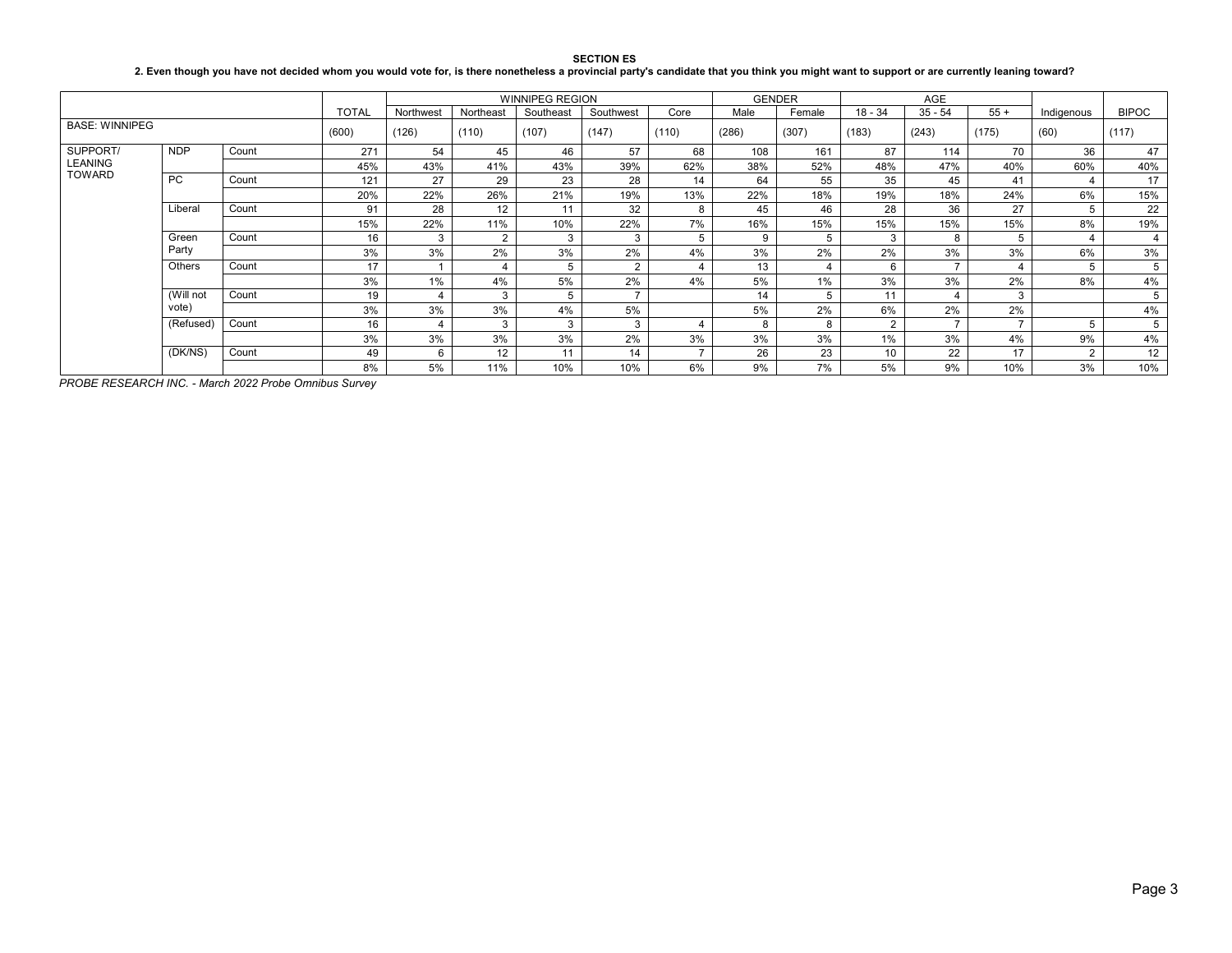**SECTION ES**

**2. Even though you have not decided whom you would vote for, is there nonetheless a provincial party's candidate that you think you might want to support or are currently leaning toward?**

| | | | | WINNIPEG REGION | | | | | GENDER | | AGE | | | | |
|---|---|---|---|---|---|---|---|---|---|---|---|---|---|---|---|
| | | | TOTAL | Northwest | Northeast | Southeast | Southwest | Core | Male | Female | 18 - 34 | 35 - 54 | 55 + | Indigenous | BIPOC |
| BASE: WINNIPEG | | | (600) | (126) | (110) | (107) | (147) | (110) | (286) | (307) | (183) | (243) | (175) | (60) | (117) |
| SUPPORT/ LEANING TOWARD | NDP | Count | 271 | 54 | 45 | 46 | 57 | 68 | 108 | 161 | 87 | 114 | 70 | 36 | 47 |
| | | | 45% | 43% | 41% | 43% | 39% | 62% | 38% | 52% | 48% | 47% | 40% | 60% | 40% |
| | PC | Count | 121 | 27 | 29 | 23 | 28 | 14 | 64 | 55 | 35 | 45 | 41 | 4 | 17 |
| | | | 20% | 22% | 26% | 21% | 19% | 13% | 22% | 18% | 19% | 18% | 24% | 6% | 15% |
| | Liberal | Count | 91 | 28 | 12 | 11 | 32 | 8 | 45 | 46 | 28 | 36 | 27 | 5 | 22 |
| | | | 15% | 22% | 11% | 10% | 22% | 7% | 16% | 15% | 15% | 15% | 15% | 8% | 19% |
| | Green Party | Count | 16 | 3 | 2 | 3 | 3 | 5 | 9 | 5 | 3 | 8 | 5 | 4 | 4 |
| | | | 3% | 3% | 2% | 3% | 2% | 4% | 3% | 2% | 2% | 3% | 3% | 6% | 3% |
| | Others | Count | 17 | 1 | 4 | 5 | 2 | 4 | 13 | 4 | 6 | 7 | 4 | 5 | 5 |
| | | | 3% | 1% | 4% | 5% | 2% | 4% | 5% | 1% | 3% | 3% | 2% | 8% | 4% |
| | (Will not vote) | Count | 19 | 4 | 3 | 5 | 7 | | 14 | 5 | 11 | 4 | 3 | | 5 |
| | | | 3% | 3% | 3% | 4% | 5% | | 5% | 2% | 6% | 2% | 2% | | 4% |
| | (Refused) | Count | 16 | 4 | 3 | 3 | 3 | 4 | 8 | 8 | 2 | 7 | 7 | 5 | 5 |
| | | | 3% | 3% | 3% | 3% | 2% | 3% | 3% | 3% | 1% | 3% | 4% | 9% | 4% |
| | (DK/NS) | Count | 49 | 6 | 12 | 11 | 14 | 7 | 26 | 23 | 10 | 22 | 17 | 2 | 12 |
| | | | 8% | 5% | 11% | 10% | 10% | 6% | 9% | 7% | 5% | 9% | 10% | 3% | 10% |

*PROBE RESEARCH INC. - March 2022 Probe Omnibus Survey*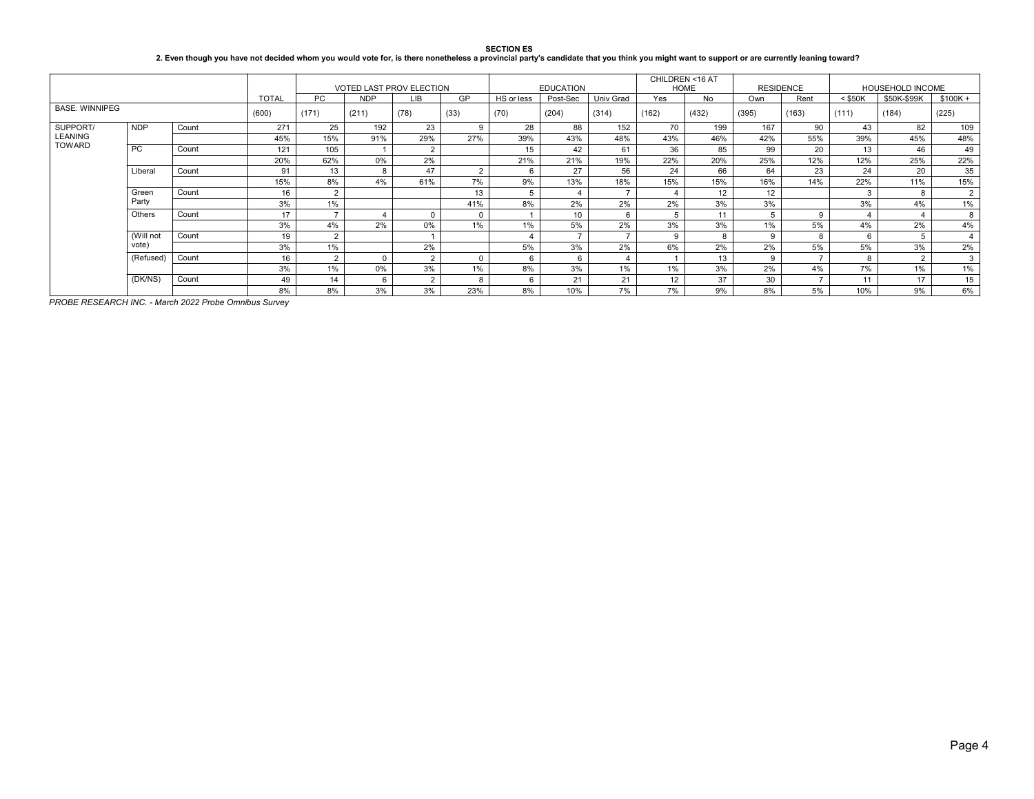**SECTION ES**

**2. Even though you have not decided whom you would vote for, is there nonetheless a provincial party's candidate that you think you might want to support or are currently leaning toward?**

| | | | | VOTED LAST PROV ELECTION | | | | EDUCATION | | | CHILDREN <16 AT HOME | | RESIDENCE | | HOUSEHOLD INCOME | | |
|---|---|---|---|---|---|---|---|---|---|---|---|---|---|---|---|---|---|
| | | | TOTAL | PC | NDP | LIB | GP | HS or less | Post-Sec | Univ Grad | Yes | No | Own | Rent | < $50K | $50K-$99K | $100K + |
| BASE: WINNIPEG | | | (600) | (171) | (211) | (78) | (33) | (70) | (204) | (314) | (162) | (432) | (395) | (163) | (111) | (184) | (225) |
| SUPPORT/ LEANING TOWARD | NDP | Count | 271 | 25 | 192 | 23 | 9 | 28 | 88 | 152 | 70 | 199 | 167 | 90 | 43 | 82 | 109 |
| | | | 45% | 15% | 91% | 29% | 27% | 39% | 43% | 48% | 43% | 46% | 42% | 55% | 39% | 45% | 48% |
| | PC | Count | 121 | 105 | 1 | 2 | | 15 | 42 | 61 | 36 | 85 | 99 | 20 | 13 | 46 | 49 |
| | | | 20% | 62% | 0% | 2% | | 21% | 21% | 19% | 22% | 20% | 25% | 12% | 12% | 25% | 22% |
| | Liberal | Count | 91 | 13 | 8 | 47 | 2 | 6 | 27 | 56 | 24 | 66 | 64 | 23 | 24 | 20 | 35 |
| | | | 15% | 8% | 4% | 61% | 7% | 9% | 13% | 18% | 15% | 15% | 16% | 14% | 22% | 11% | 15% |
| | Green Party | Count | 16 | 2 | | | 13 | 5 | 4 | 7 | 4 | 12 | 12 | | 3 | 8 | 2 |
| | | | 3% | 1% | | | 41% | 8% | 2% | 2% | 2% | 3% | 3% | | 3% | 4% | 1% |
| | Others | Count | 17 | 7 | 4 | 0 | 0 | 1 | 10 | 6 | 5 | 11 | 5 | 9 | 4 | 4 | 8 |
| | | | 3% | 4% | 2% | 0% | 1% | 1% | 5% | 2% | 3% | 3% | 1% | 5% | 4% | 2% | 4% |
| | (Will not vote) | Count | 19 | 2 | | 1 | | 4 | 7 | 7 | 9 | 8 | 9 | 8 | 6 | 5 | 4 |
| | | | 3% | 1% | | 2% | | 5% | 3% | 2% | 6% | 2% | 2% | 5% | 5% | 3% | 2% |
| | (Refused) | Count | 16 | 2 | 0 | 2 | 0 | 6 | 6 | 4 | 1 | 13 | 9 | 7 | 8 | 2 | 3 |
| | | | 3% | 1% | 0% | 3% | 1% | 8% | 3% | 1% | 1% | 3% | 2% | 4% | 7% | 1% | 1% |
| | (DK/NS) | Count | 49 | 14 | 6 | 2 | 8 | 6 | 21 | 21 | 12 | 37 | 30 | 7 | 11 | 17 | 15 |
| | | | 8% | 8% | 3% | 3% | 23% | 8% | 10% | 7% | 7% | 9% | 8% | 5% | 10% | 9% | 6% |

*PROBE RESEARCH INC. - March 2022 Probe Omnibus Survey*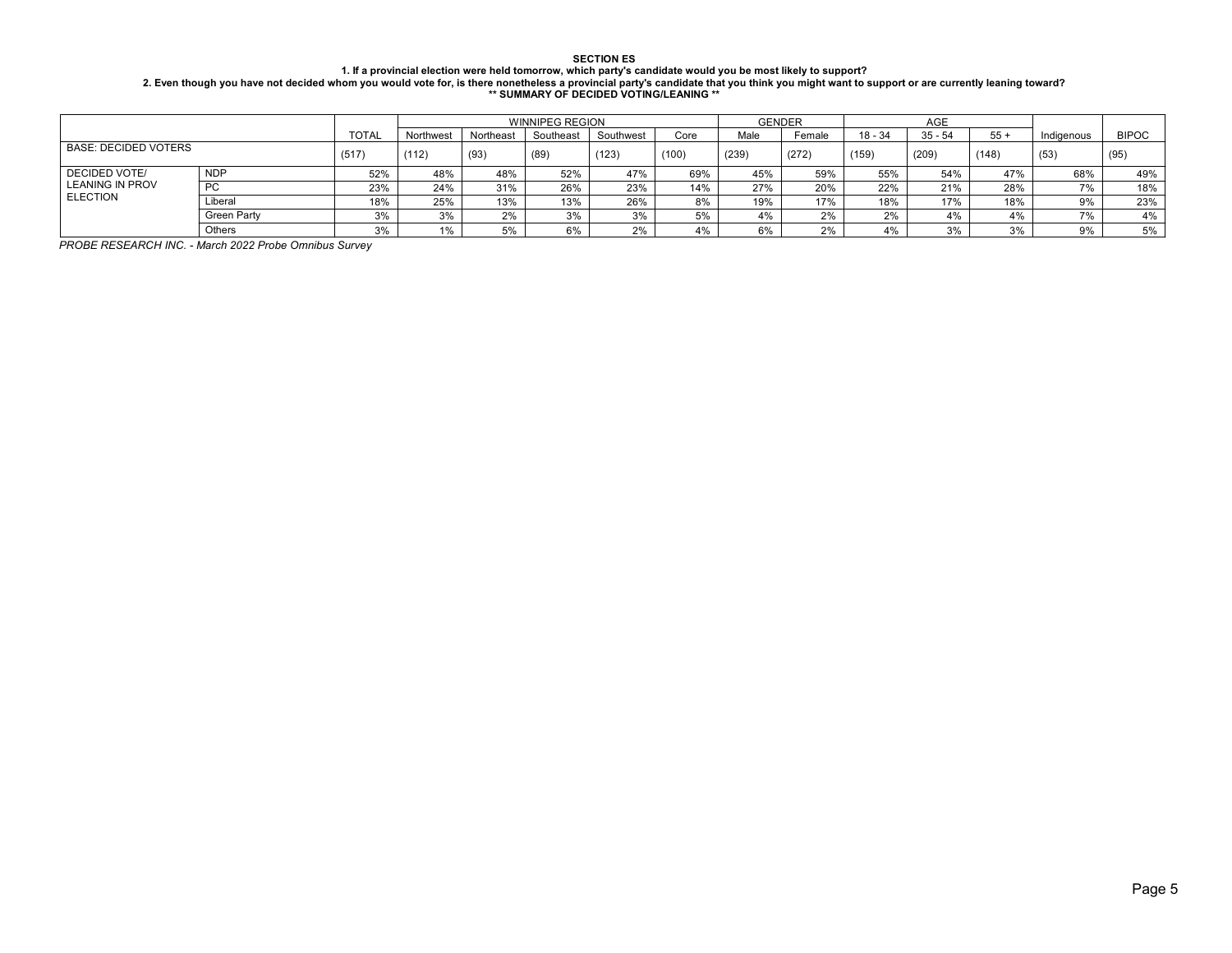**SECTION ES**

**1. If a provincial election were held tomorrow, which party's candidate would you be most likely to support?**

**2. Even though you have not decided whom you would vote for, is there nonetheless a provincial party's candidate that you think you might want to support or are currently leaning toward?**

**\*\* SUMMARY OF DECIDED VOTING/LEANING \*\***

| | | TOTAL | WINNIPEG REGION | | | | | GENDER | | AGE | | | | |
|---|---|---|---|---|---|---|---|---|---|---|---|---|---|---|
| | | | Northwest | Northeast | Southeast | Southwest | Core | Male | Female | 18 - 34 | 35 - 54 | 55 + | Indigenous | BIPOC |
| BASE: DECIDED VOTERS | | (517) | (112) | (93) | (89) | (123) | (100) | (239) | (272) | (159) | (209) | (148) | (53) | (95) |
| DECIDED VOTE/ LEANING IN PROV ELECTION | NDP | 52% | 48% | 48% | 52% | 47% | 69% | 45% | 59% | 55% | 54% | 47% | 68% | 49% |
| | PC | 23% | 24% | 31% | 26% | 23% | 14% | 27% | 20% | 22% | 21% | 28% | 7% | 18% |
| | Liberal | 18% | 25% | 13% | 13% | 26% | 8% | 19% | 17% | 18% | 17% | 18% | 9% | 23% |
| | Green Party | 3% | 3% | 2% | 3% | 3% | 5% | 4% | 2% | 2% | 4% | 4% | 7% | 4% |
| | Others | 3% | 1% | 5% | 6% | 2% | 4% | 6% | 2% | 4% | 3% | 3% | 9% | 5% |

*PROBE RESEARCH INC. - March 2022 Probe Omnibus Survey*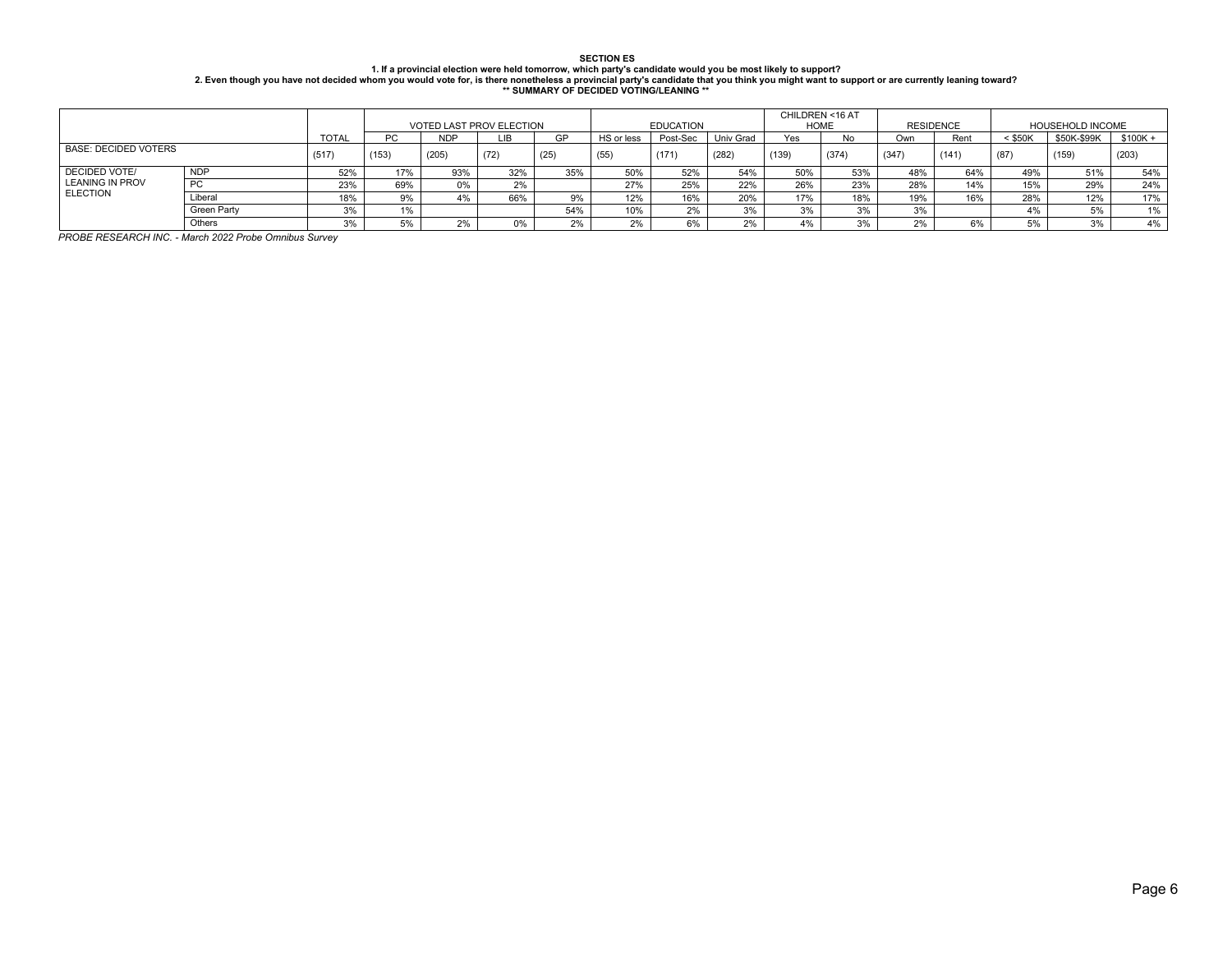**SECTION ES**

**1. If a provincial election were held tomorrow, which party's candidate would you be most likely to support?**

**2. Even though you have not decided whom you would vote for, is there nonetheless a provincial party's candidate that you think you might want to support or are currently leaning toward?**

**\*\* SUMMARY OF DECIDED VOTING/LEANING \*\***

| | | | VOTED LAST PROV ELECTION | | | | EDUCATION | | | CHILDREN <16 AT HOME | | RESIDENCE | | HOUSEHOLD INCOME | | |
|---|---|---|---|---|---|---|---|---|---|---|---|---|---|---|---|---|
| | | TOTAL | PC | NDP | LIB | GP | HS or less | Post-Sec | Univ Grad | Yes | No | Own | Rent | < $50K | $50K-$99K | $100K + |
| BASE: DECIDED VOTERS | | (517) | (153) | (205) | (72) | (25) | (55) | (171) | (282) | (139) | (374) | (347) | (141) | (87) | (159) | (203) |
| DECIDED VOTE/ LEANING IN PROV ELECTION | NDP | 52% | 17% | 93% | 32% | 35% | 50% | 52% | 54% | 50% | 53% | 48% | 64% | 49% | 51% | 54% |
| | PC | 23% | 69% | 0% | 2% | | 27% | 25% | 22% | 26% | 23% | 28% | 14% | 15% | 29% | 24% |
| | Liberal | 18% | 9% | 4% | 66% | 9% | 12% | 16% | 20% | 17% | 18% | 19% | 16% | 28% | 12% | 17% |
| | Green Party | 3% | 1% | | | 54% | 10% | 2% | 3% | 3% | 3% | 3% | | 4% | 5% | 1% |
| | Others | 3% | 5% | 2% | 0% | 2% | 2% | 6% | 2% | 4% | 3% | 2% | 6% | 5% | 3% | 4% |

*PROBE RESEARCH INC. - March 2022 Probe Omnibus Survey*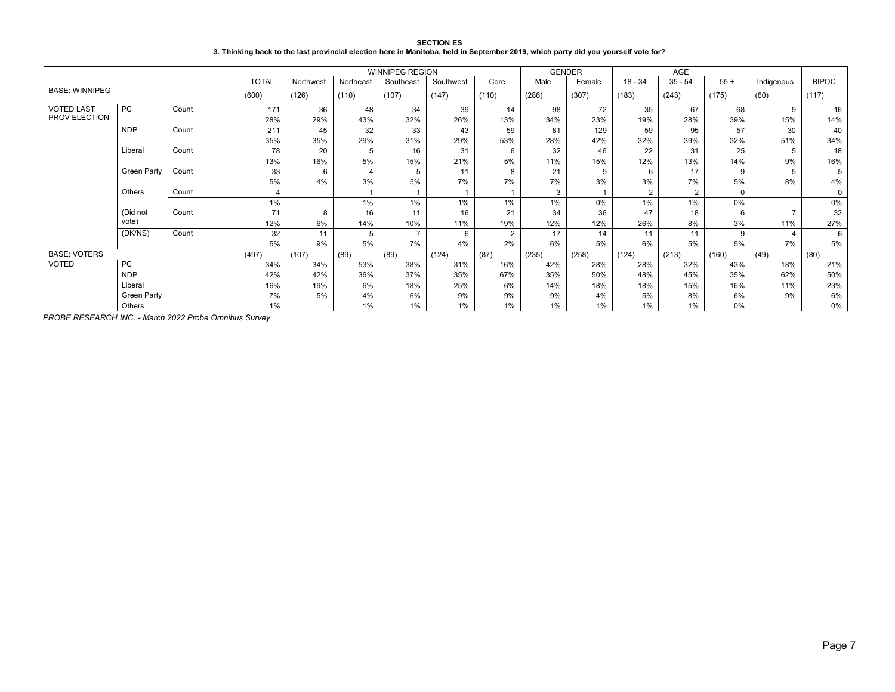**SECTION ES**

**3. Thinking back to the last provincial election here in Manitoba, held in September 2019, which party did you yourself vote for?**

| | | | | WINNIPEG REGION | | | | | GENDER | | AGE | | | | |
|---|---|---|---|---|---|---|---|---|---|---|---|---|---|---|---|
| | | | TOTAL | Northwest | Northeast | Southeast | Southwest | Core | Male | Female | 18 - 34 | 35 - 54 | 55 + | Indigenous | BIPOC |
| BASE: WINNIPEG | | | (600) | (126) | (110) | (107) | (147) | (110) | (286) | (307) | (183) | (243) | (175) | (60) | (117) |
| VOTED LAST PROV ELECTION | PC | Count | 171 | 36 | 48 | 34 | 39 | 14 | 98 | 72 | 35 | 67 | 68 | 9 | 16 |
| | | | 28% | 29% | 43% | 32% | 26% | 13% | 34% | 23% | 19% | 28% | 39% | 15% | 14% |
| | NDP | Count | 211 | 45 | 32 | 33 | 43 | 59 | 81 | 129 | 59 | 95 | 57 | 30 | 40 |
| | | | 35% | 35% | 29% | 31% | 29% | 53% | 28% | 42% | 32% | 39% | 32% | 51% | 34% |
| | Liberal | Count | 78 | 20 | 5 | 16 | 31 | 6 | 32 | 46 | 22 | 31 | 25 | 5 | 18 |
| | | | 13% | 16% | 5% | 15% | 21% | 5% | 11% | 15% | 12% | 13% | 14% | 9% | 16% |
| | Green Party | Count | 33 | 6 | 4 | 5 | 11 | 8 | 21 | 9 | 6 | 17 | 9 | 5 | 5 |
| | | | 5% | 4% | 3% | 5% | 7% | 7% | 7% | 3% | 3% | 7% | 5% | 8% | 4% |
| | Others | Count | 4 | | 1 | 1 | 1 | 1 | 3 | 1 | 2 | 2 | 0 | | 0 |
| | | | 1% | | 1% | 1% | 1% | 1% | 1% | 0% | 1% | 1% | 0% | | 0% |
| | (Did not vote) | Count | 71 | 8 | 16 | 11 | 16 | 21 | 34 | 36 | 47 | 18 | 6 | 7 | 32 |
| | | | 12% | 6% | 14% | 10% | 11% | 19% | 12% | 12% | 26% | 8% | 3% | 11% | 27% |
| | (DK/NS) | Count | 32 | 11 | 5 | 7 | 6 | 2 | 17 | 14 | 11 | 11 | 9 | 4 | 6 |
| | | | 5% | 9% | 5% | 7% | 4% | 2% | 6% | 5% | 6% | 5% | 5% | 7% | 5% |
| BASE: VOTERS | | | (497) | (107) | (89) | (89) | (124) | (87) | (235) | (258) | (124) | (213) | (160) | (49) | (80) |
| VOTED | PC | | 34% | 34% | 53% | 38% | 31% | 16% | 42% | 28% | 28% | 32% | 43% | 18% | 21% |
| | NDP | | 42% | 42% | 36% | 37% | 35% | 67% | 35% | 50% | 48% | 45% | 35% | 62% | 50% |
| | Liberal | | 16% | 19% | 6% | 18% | 25% | 6% | 14% | 18% | 18% | 15% | 16% | 11% | 23% |
| | Green Party | | 7% | 5% | 4% | 6% | 9% | 9% | 9% | 4% | 5% | 8% | 6% | 9% | 6% |
| | Others | | 1% | | 1% | 1% | 1% | 1% | 1% | 1% | 1% | 1% | 0% | | 0% |

*PROBE RESEARCH INC. - March 2022 Probe Omnibus Survey*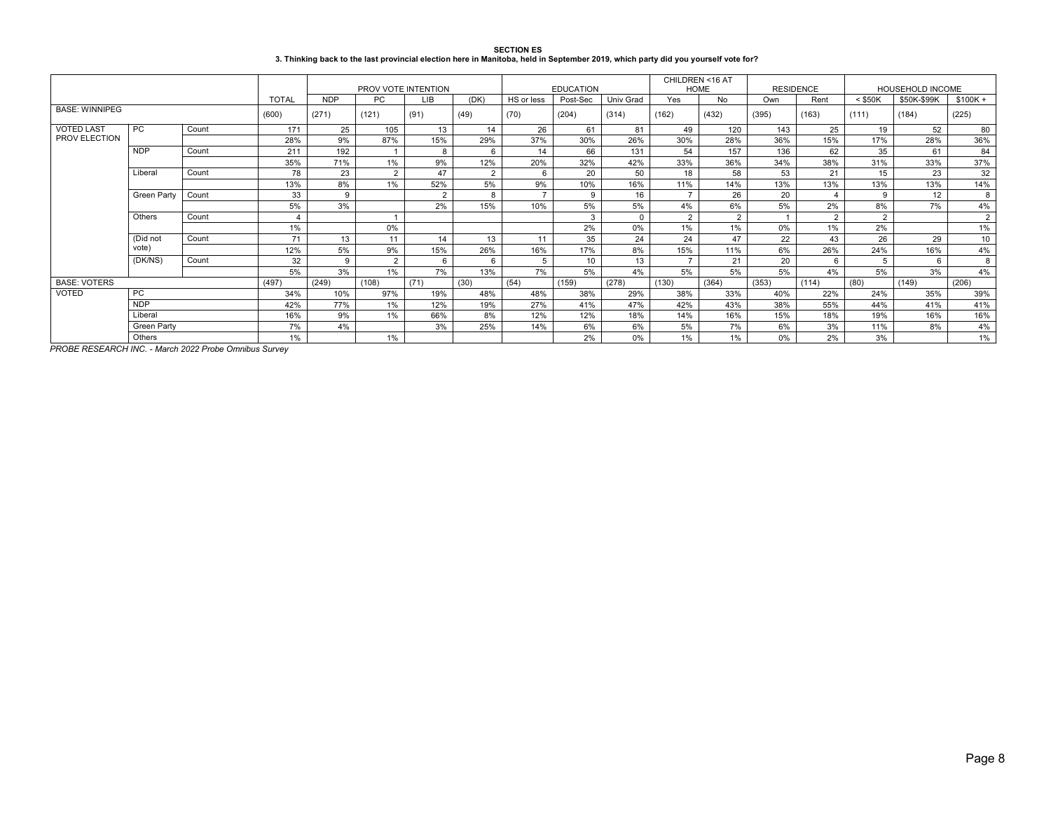**SECTION ES**

**3. Thinking back to the last provincial election here in Manitoba, held in September 2019, which party did you yourself vote for?**

| | | | | PROV VOTE INTENTION | | | | EDUCATION | | | CHILDREN <16 AT HOME | | RESIDENCE | | HOUSEHOLD INCOME | | |
|---|---|---|---|---|---|---|---|---|---|---|---|---|---|---|---|---|---|
| | | | TOTAL | NDP | PC | LIB | (DK) | HS or less | Post-Sec | Univ Grad | Yes | No | Own | Rent | < $50K | $50K-$99K | $100K + |
| BASE: WINNIPEG | | | (600) | (271) | (121) | (91) | (49) | (70) | (204) | (314) | (162) | (432) | (395) | (163) | (111) | (184) | (225) |
| VOTED LAST PROV ELECTION | PC | Count | 171 | 25 | 105 | 13 | 14 | 26 | 61 | 81 | 49 | 120 | 143 | 25 | 19 | 52 | 80 |
| | | | 28% | 9% | 87% | 15% | 29% | 37% | 30% | 26% | 30% | 28% | 36% | 15% | 17% | 28% | 36% |
| | NDP | Count | 211 | 192 | 1 | 8 | 6 | 14 | 66 | 131 | 54 | 157 | 136 | 62 | 35 | 61 | 84 |
| | | | 35% | 71% | 1% | 9% | 12% | 20% | 32% | 42% | 33% | 36% | 34% | 38% | 31% | 33% | 37% |
| | Liberal | Count | 78 | 23 | 2 | 47 | 2 | 6 | 20 | 50 | 18 | 58 | 53 | 21 | 15 | 23 | 32 |
| | | | 13% | 8% | 1% | 52% | 5% | 9% | 10% | 16% | 11% | 14% | 13% | 13% | 13% | 13% | 14% |
| | Green Party | Count | 33 | 9 | | 2 | 8 | 7 | 9 | 16 | 7 | 26 | 20 | 4 | 9 | 12 | 8 |
| | | | 5% | 3% | | 2% | 15% | 10% | 5% | 5% | 4% | 6% | 5% | 2% | 8% | 7% | 4% |
| | Others | Count | 4 | | 1 | | | | 3 | 0 | 2 | 2 | 1 | 2 | 2 | | 2 |
| | | | 1% | | 0% | | | | 2% | 0% | 1% | 1% | 0% | 1% | 2% | | 1% |
| | (Did not vote) | Count | 71 | 13 | 11 | 14 | 13 | 11 | 35 | 24 | 24 | 47 | 22 | 43 | 26 | 29 | 10 |
| | | | 12% | 5% | 9% | 15% | 26% | 16% | 17% | 8% | 15% | 11% | 6% | 26% | 24% | 16% | 4% |
| | (DK/NS) | Count | 32 | 9 | 2 | 6 | 6 | 5 | 10 | 13 | 7 | 21 | 20 | 6 | 5 | 6 | 8 |
| | | | 5% | 3% | 1% | 7% | 13% | 7% | 5% | 4% | 5% | 5% | 5% | 4% | 5% | 3% | 4% |
| BASE: VOTERS | | | (497) | (249) | (108) | (71) | (30) | (54) | (159) | (278) | (130) | (364) | (353) | (114) | (80) | (149) | (206) |
| VOTED | PC | | 34% | 10% | 97% | 19% | 48% | 48% | 38% | 29% | 38% | 33% | 40% | 22% | 24% | 35% | 39% |
| | NDP | | 42% | 77% | 1% | 12% | 19% | 27% | 41% | 47% | 42% | 43% | 38% | 55% | 44% | 41% | 41% |
| | Liberal | | 16% | 9% | 1% | 66% | 8% | 12% | 12% | 18% | 14% | 16% | 15% | 18% | 19% | 16% | 16% |
| | Green Party | | 7% | 4% | | 3% | 25% | 14% | 6% | 6% | 5% | 7% | 6% | 3% | 11% | 8% | 4% |
| | Others | | 1% | | 1% | | | | 2% | 0% | 1% | 1% | 0% | 2% | 3% | | 1% |

*PROBE RESEARCH INC. - March 2022 Probe Omnibus Survey*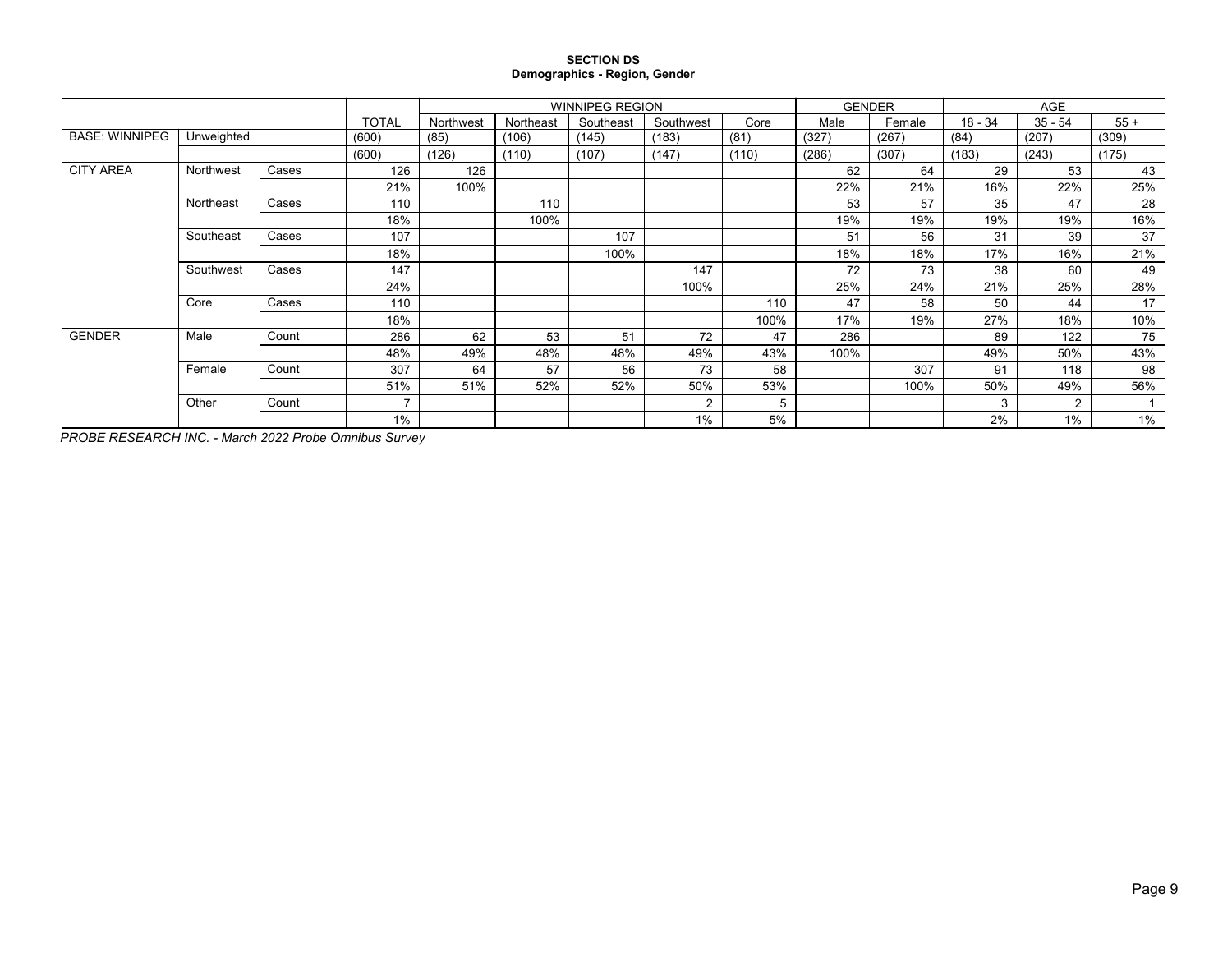**SECTION DS**
**Demographics - Region, Gender**

| | | | | WINNIPEG REGION | | | | | GENDER | | AGE | | |
|---|---|---|---|---|---|---|---|---|---|---|---|---|---|
| | | | TOTAL | Northwest | Northeast | Southeast | Southwest | Core | Male | Female | 18 - 34 | 35 - 54 | 55 + |
| BASE: WINNIPEG | Unweighted | | (600) | (85) | (106) | (145) | (183) | (81) | (327) | (267) | (84) | (207) | (309) |
| | | | (600) | (126) | (110) | (107) | (147) | (110) | (286) | (307) | (183) | (243) | (175) |
| CITY AREA | Northwest | Cases | 126 | 126 | | | | | 62 | 64 | 29 | 53 | 43 |
| | | | 21% | 100% | | | | | 22% | 21% | 16% | 22% | 25% |
| | Northeast | Cases | 110 | | 110 | | | | 53 | 57 | 35 | 47 | 28 |
| | | | 18% | | 100% | | | | 19% | 19% | 19% | 19% | 16% |
| | Southeast | Cases | 107 | | | 107 | | | 51 | 56 | 31 | 39 | 37 |
| | | | 18% | | | 100% | | | 18% | 18% | 17% | 16% | 21% |
| | Southwest | Cases | 147 | | | | 147 | | 72 | 73 | 38 | 60 | 49 |
| | | | 24% | | | | 100% | | 25% | 24% | 21% | 25% | 28% |
| | Core | Cases | 110 | | | | | 110 | 47 | 58 | 50 | 44 | 17 |
| | | | 18% | | | | | 100% | 17% | 19% | 27% | 18% | 10% |
| GENDER | Male | Count | 286 | 62 | 53 | 51 | 72 | 47 | 286 | | 89 | 122 | 75 |
| | | | 48% | 49% | 48% | 48% | 49% | 43% | 100% | | 49% | 50% | 43% |
| | Female | Count | 307 | 64 | 57 | 56 | 73 | 58 | | 307 | 91 | 118 | 98 |
| | | | 51% | 51% | 52% | 52% | 50% | 53% | | 100% | 50% | 49% | 56% |
| | Other | Count | 7 | | | | 2 | 5 | | | 3 | 2 | 1 |
| | | | 1% | | | | 1% | 5% | | | 2% | 1% | 1% |

*PROBE RESEARCH INC. - March 2022 Probe Omnibus Survey*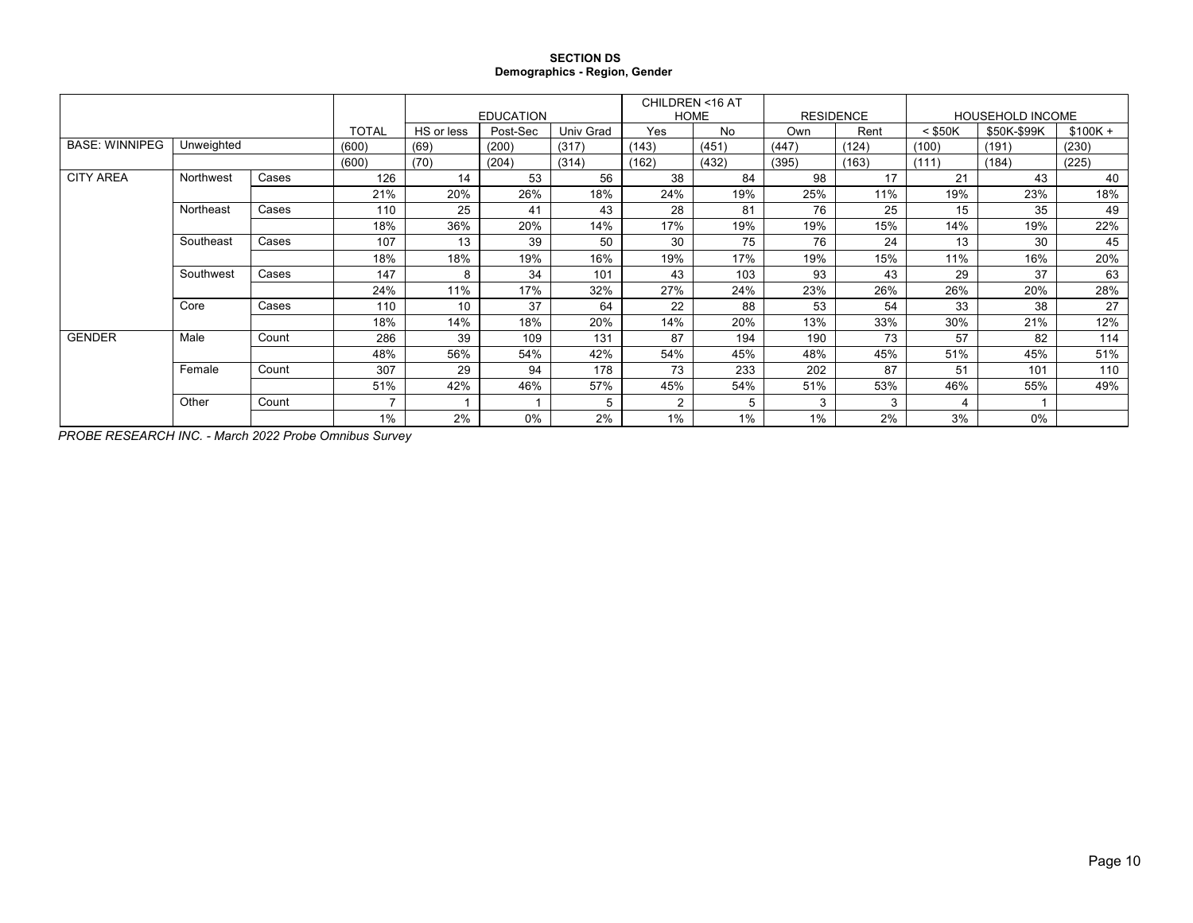**SECTION DS**
**Demographics - Region, Gender**

| | | | | EDUCATION | | | CHILDREN <16 AT HOME | | RESIDENCE | | HOUSEHOLD INCOME | | |
|---|---|---|---|---|---|---|---|---|---|---|---|---|---|
| | | | TOTAL | HS or less | Post-Sec | Univ Grad | Yes | No | Own | Rent | < $50K | $50K-$99K | $100K + |
| BASE: WINNIPEG | Unweighted | | (600) | (69) | (200) | (317) | (143) | (451) | (447) | (124) | (100) | (191) | (230) |
| | | | (600) | (70) | (204) | (314) | (162) | (432) | (395) | (163) | (111) | (184) | (225) |
| CITY AREA | Northwest | Cases | 126 | 14 | 53 | 56 | 38 | 84 | 98 | 17 | 21 | 43 | 40 |
| | | | 21% | 20% | 26% | 18% | 24% | 19% | 25% | 11% | 19% | 23% | 18% |
| | Northeast | Cases | 110 | 25 | 41 | 43 | 28 | 81 | 76 | 25 | 15 | 35 | 49 |
| | | | 18% | 36% | 20% | 14% | 17% | 19% | 19% | 15% | 14% | 19% | 22% |
| | Southeast | Cases | 107 | 13 | 39 | 50 | 30 | 75 | 76 | 24 | 13 | 30 | 45 |
| | | | 18% | 18% | 19% | 16% | 19% | 17% | 19% | 15% | 11% | 16% | 20% |
| | Southwest | Cases | 147 | 8 | 34 | 101 | 43 | 103 | 93 | 43 | 29 | 37 | 63 |
| | | | 24% | 11% | 17% | 32% | 27% | 24% | 23% | 26% | 26% | 20% | 28% |
| | Core | Cases | 110 | 10 | 37 | 64 | 22 | 88 | 53 | 54 | 33 | 38 | 27 |
| | | | 18% | 14% | 18% | 20% | 14% | 20% | 13% | 33% | 30% | 21% | 12% |
| GENDER | Male | Count | 286 | 39 | 109 | 131 | 87 | 194 | 190 | 73 | 57 | 82 | 114 |
| | | | 48% | 56% | 54% | 42% | 54% | 45% | 48% | 45% | 51% | 45% | 51% |
| | Female | Count | 307 | 29 | 94 | 178 | 73 | 233 | 202 | 87 | 51 | 101 | 110 |
| | | | 51% | 42% | 46% | 57% | 45% | 54% | 51% | 53% | 46% | 55% | 49% |
| | Other | Count | 7 | 1 | 1 | 5 | 2 | 5 | 3 | 3 | 4 | 1 | |
| | | | 1% | 2% | 0% | 2% | 1% | 1% | 1% | 2% | 3% | 0% | |

*PROBE RESEARCH INC. - March 2022 Probe Omnibus Survey*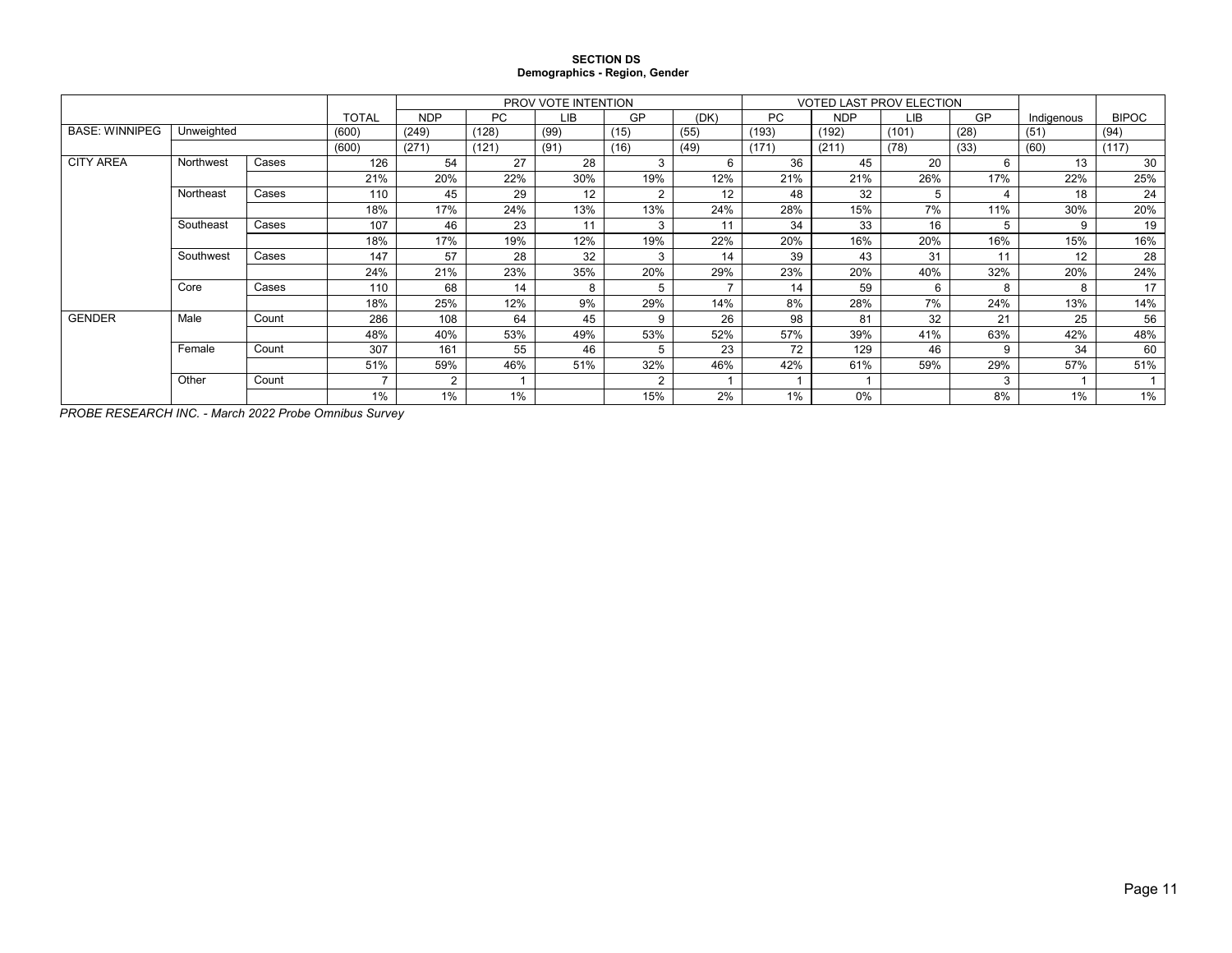**SECTION DS**
**Demographics - Region, Gender**

| | | | | PROV VOTE INTENTION | | | | | VOTED LAST PROV ELECTION | | | | | |
|---|---|---|---|---|---|---|---|---|---|---|---|---|---|---|
| | | | TOTAL | NDP | PC | LIB | GP | (DK) | PC | NDP | LIB | GP | Indigenous | BIPOC |
| BASE: WINNIPEG | Unweighted | | (600) | (249) | (128) | (99) | (15) | (55) | (193) | (192) | (101) | (28) | (51) | (94) |
| | | | (600) | (271) | (121) | (91) | (16) | (49) | (171) | (211) | (78) | (33) | (60) | (117) |
| CITY AREA | Northwest | Cases | 126 | 54 | 27 | 28 | 3 | 6 | 36 | 45 | 20 | 6 | 13 | 30 |
| | | | 21% | 20% | 22% | 30% | 19% | 12% | 21% | 21% | 26% | 17% | 22% | 25% |
| | Northeast | Cases | 110 | 45 | 29 | 12 | 2 | 12 | 48 | 32 | 5 | 4 | 18 | 24 |
| | | | 18% | 17% | 24% | 13% | 13% | 24% | 28% | 15% | 7% | 11% | 30% | 20% |
| | Southeast | Cases | 107 | 46 | 23 | 11 | 3 | 11 | 34 | 33 | 16 | 5 | 9 | 19 |
| | | | 18% | 17% | 19% | 12% | 19% | 22% | 20% | 16% | 20% | 16% | 15% | 16% |
| | Southwest | Cases | 147 | 57 | 28 | 32 | 3 | 14 | 39 | 43 | 31 | 11 | 12 | 28 |
| | | | 24% | 21% | 23% | 35% | 20% | 29% | 23% | 20% | 40% | 32% | 20% | 24% |
| | Core | Cases | 110 | 68 | 14 | 8 | 5 | 7 | 14 | 59 | 6 | 8 | 8 | 17 |
| | | | 18% | 25% | 12% | 9% | 29% | 14% | 8% | 28% | 7% | 24% | 13% | 14% |
| GENDER | Male | Count | 286 | 108 | 64 | 45 | 9 | 26 | 98 | 81 | 32 | 21 | 25 | 56 |
| | | | 48% | 40% | 53% | 49% | 53% | 52% | 57% | 39% | 41% | 63% | 42% | 48% |
| | Female | Count | 307 | 161 | 55 | 46 | 5 | 23 | 72 | 129 | 46 | 9 | 34 | 60 |
| | | | 51% | 59% | 46% | 51% | 32% | 46% | 42% | 61% | 59% | 29% | 57% | 51% |
| | Other | Count | 7 | 2 | 1 | | 2 | 1 | 1 | 1 | | 3 | 1 | 1 |
| | | | 1% | 1% | 1% | | 15% | 2% | 1% | 0% | | 8% | 1% | 1% |

*PROBE RESEARCH INC. - March 2022 Probe Omnibus Survey*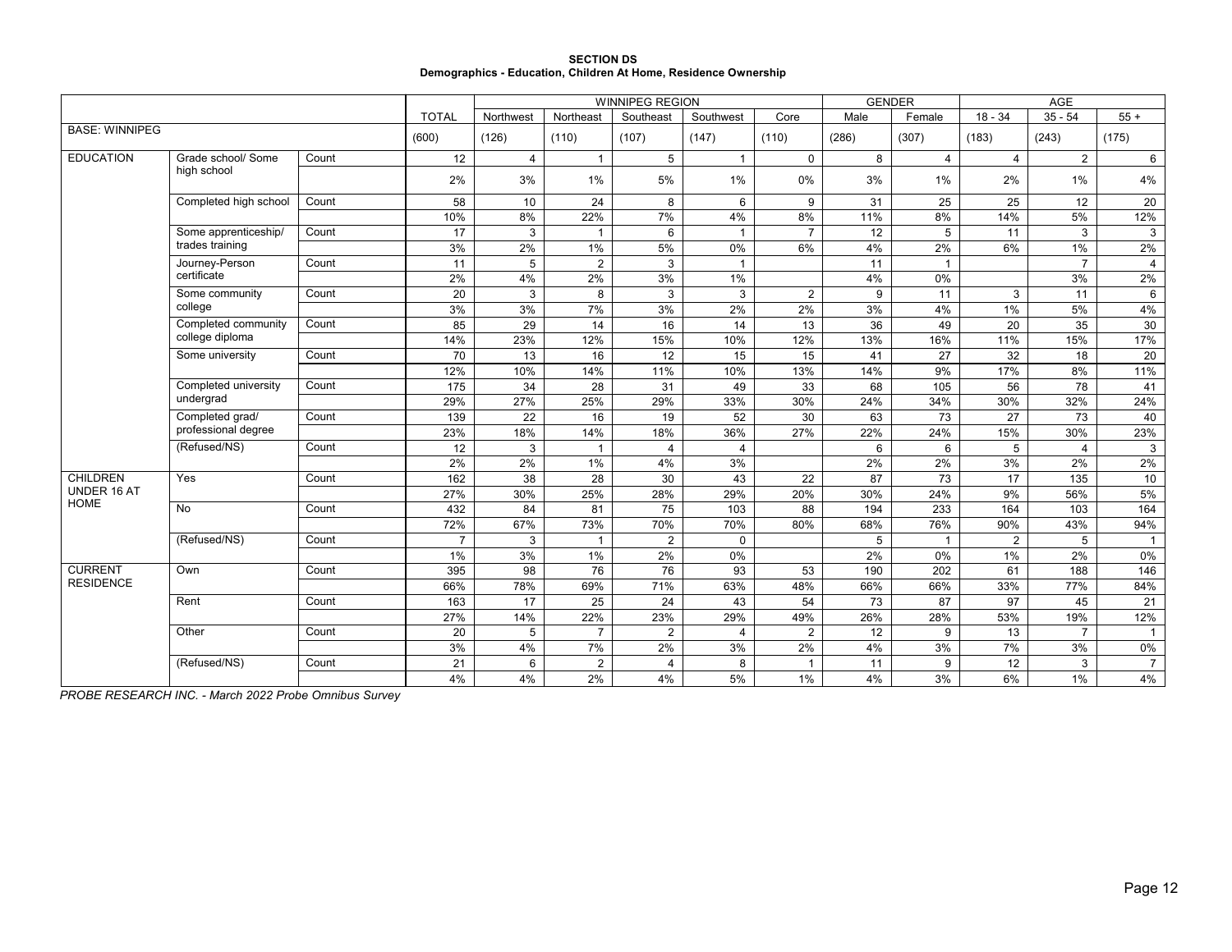**SECTION DS**
**Demographics - Education, Children At Home, Residence Ownership**

| | | | | WINNIPEG REGION | | | | | GENDER | | AGE | | |
|---|---|---|---|---|---|---|---|---|---|---|---|---|---|
| | | | TOTAL | Northwest | Northeast | Southeast | Southwest | Core | Male | Female | 18 - 34 | 35 - 54 | 55 + |
| BASE: WINNIPEG | | | (600) | (126) | (110) | (107) | (147) | (110) | (286) | (307) | (183) | (243) | (175) |
| EDUCATION | Grade school/ Some high school | Count | 12 | 4 | 1 | 5 | 1 | 0 | 8 | 4 | 4 | 2 | 6 |
| | | | 2% | 3% | 1% | 5% | 1% | 0% | 3% | 1% | 2% | 1% | 4% |
| | Completed high school | Count | 58 | 10 | 24 | 8 | 6 | 9 | 31 | 25 | 25 | 12 | 20 |
| | | | 10% | 8% | 22% | 7% | 4% | 8% | 11% | 8% | 14% | 5% | 12% |
| | Some apprenticeship/ trades training | Count | 17 | 3 | 1 | 6 | 1 | 7 | 12 | 5 | 11 | 3 | 3 |
| | | | 3% | 2% | 1% | 5% | 0% | 6% | 4% | 2% | 6% | 1% | 2% |
| | Journey-Person certificate | Count | 11 | 5 | 2 | 3 | 1 | | 11 | 1 | | 7 | 4 |
| | | | 2% | 4% | 2% | 3% | 1% | | 4% | 0% | | 3% | 2% |
| | Some community college | Count | 20 | 3 | 8 | 3 | 3 | 2 | 9 | 11 | 3 | 11 | 6 |
| | | | 3% | 3% | 7% | 3% | 2% | 2% | 3% | 4% | 1% | 5% | 4% |
| | Completed community college diploma | Count | 85 | 29 | 14 | 16 | 14 | 13 | 36 | 49 | 20 | 35 | 30 |
| | | | 14% | 23% | 12% | 15% | 10% | 12% | 13% | 16% | 11% | 15% | 17% |
| | Some university | Count | 70 | 13 | 16 | 12 | 15 | 15 | 41 | 27 | 32 | 18 | 20 |
| | | | 12% | 10% | 14% | 11% | 10% | 13% | 14% | 9% | 17% | 8% | 11% |
| | Completed university undergrad | Count | 175 | 34 | 28 | 31 | 49 | 33 | 68 | 105 | 56 | 78 | 41 |
| | | | 29% | 27% | 25% | 29% | 33% | 30% | 24% | 34% | 30% | 32% | 24% |
| | Completed grad/ professional degree | Count | 139 | 22 | 16 | 19 | 52 | 30 | 63 | 73 | 27 | 73 | 40 |
| | | | 23% | 18% | 14% | 18% | 36% | 27% | 22% | 24% | 15% | 30% | 23% |
| | (Refused/NS) | Count | 12 | 3 | 1 | 4 | 4 | | 6 | 6 | 5 | 4 | 3 |
| | | | 2% | 2% | 1% | 4% | 3% | | 2% | 2% | 3% | 2% | 2% |
| CHILDREN UNDER 16 AT HOME | Yes | Count | 162 | 38 | 28 | 30 | 43 | 22 | 87 | 73 | 17 | 135 | 10 |
| | | | 27% | 30% | 25% | 28% | 29% | 20% | 30% | 24% | 9% | 56% | 5% |
| | No | Count | 432 | 84 | 81 | 75 | 103 | 88 | 194 | 233 | 164 | 103 | 164 |
| | | | 72% | 67% | 73% | 70% | 70% | 80% | 68% | 76% | 90% | 43% | 94% |
| | (Refused/NS) | Count | 7 | 3 | 1 | 2 | 0 | | 5 | 1 | 2 | 5 | 1 |
| | | | 1% | 3% | 1% | 2% | 0% | | 2% | 0% | 1% | 2% | 0% |
| CURRENT RESIDENCE | Own | Count | 395 | 98 | 76 | 76 | 93 | 53 | 190 | 202 | 61 | 188 | 146 |
| | | | 66% | 78% | 69% | 71% | 63% | 48% | 66% | 66% | 33% | 77% | 84% |
| | Rent | Count | 163 | 17 | 25 | 24 | 43 | 54 | 73 | 87 | 97 | 45 | 21 |
| | | | 27% | 14% | 22% | 23% | 29% | 49% | 26% | 28% | 53% | 19% | 12% |
| | Other | Count | 20 | 5 | 7 | 2 | 4 | 2 | 12 | 9 | 13 | 7 | 1 |
| | | | 3% | 4% | 7% | 2% | 3% | 2% | 4% | 3% | 7% | 3% | 0% |
| | (Refused/NS) | Count | 21 | 6 | 2 | 4 | 8 | 1 | 11 | 9 | 12 | 3 | 7 |
| | | | 4% | 4% | 2% | 4% | 5% | 1% | 4% | 3% | 6% | 1% | 4% |

*PROBE RESEARCH INC. - March 2022 Probe Omnibus Survey*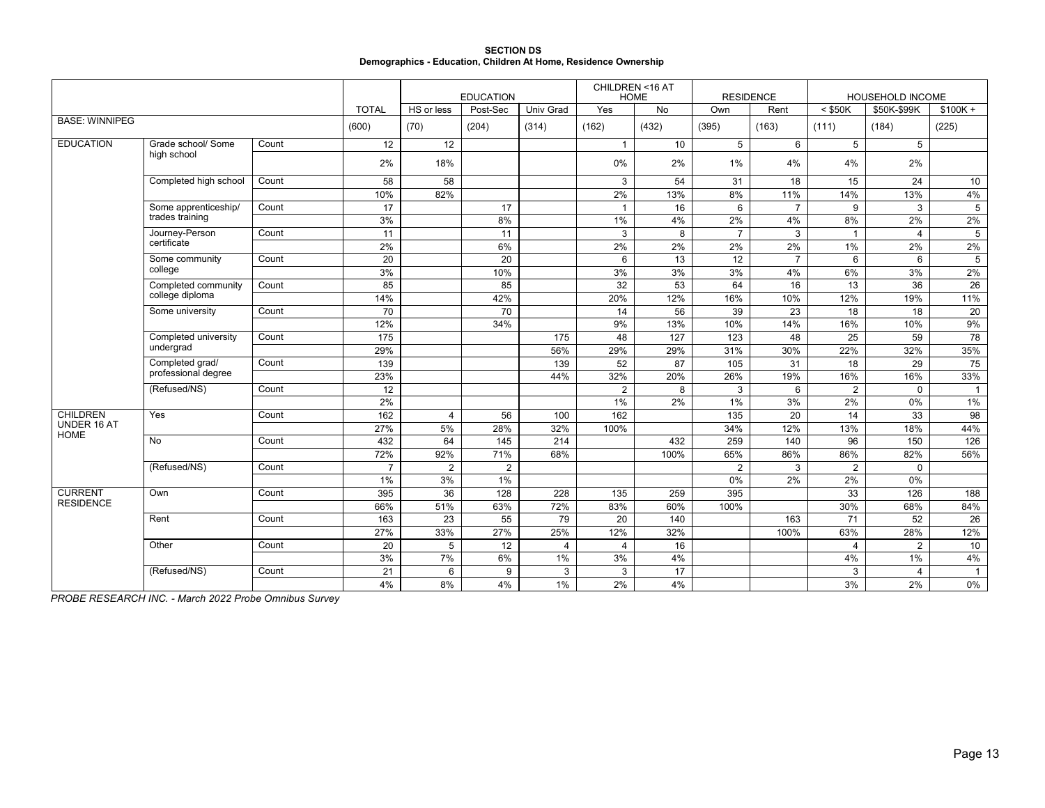**SECTION DS**
**Demographics - Education, Children At Home, Residence Ownership**

| | | | | EDUCATION | | | CHILDREN <16 AT HOME | | RESIDENCE | | HOUSEHOLD INCOME | | |
|---|---|---|---|---|---|---|---|---|---|---|---|---|---|
| | | | TOTAL | HS or less | Post-Sec | Univ Grad | Yes | No | Own | Rent | < $50K | $50K-$99K | $100K + |
| BASE: WINNIPEG | | | (600) | (70) | (204) | (314) | (162) | (432) | (395) | (163) | (111) | (184) | (225) |
| EDUCATION | Grade school/ Some high school | Count | 12 | 12 | | | 1 | 10 | 5 | 6 | 5 | 5 | |
| | | | 2% | 18% | | | 0% | 2% | 1% | 4% | 4% | 2% | |
| | Completed high school | Count | 58 | 58 | | | 3 | 54 | 31 | 18 | 15 | 24 | 10 |
| | | | 10% | 82% | | | 2% | 13% | 8% | 11% | 14% | 13% | 4% |
| | Some apprenticeship/ trades training | Count | 17 | | 17 | | 1 | 16 | 6 | 7 | 9 | 3 | 5 |
| | | | 3% | | 8% | | 1% | 4% | 2% | 4% | 8% | 2% | 2% |
| | Journey-Person certificate | Count | 11 | | 11 | | 3 | 8 | 7 | 3 | 1 | 4 | 5 |
| | | | 2% | | 6% | | 2% | 2% | 2% | 2% | 1% | 2% | 2% |
| | Some community college | Count | 20 | | 20 | | 6 | 13 | 12 | 7 | 6 | 6 | 5 |
| | | | 3% | | 10% | | 3% | 3% | 3% | 4% | 6% | 3% | 2% |
| | Completed community college diploma | Count | 85 | | 85 | | 32 | 53 | 64 | 16 | 13 | 36 | 26 |
| | | | 14% | | 42% | | 20% | 12% | 16% | 10% | 12% | 19% | 11% |
| | Some university | Count | 70 | | 70 | | 14 | 56 | 39 | 23 | 18 | 18 | 20 |
| | | | 12% | | 34% | | 9% | 13% | 10% | 14% | 16% | 10% | 9% |
| | Completed university undergrad | Count | 175 | | | 175 | 48 | 127 | 123 | 48 | 25 | 59 | 78 |
| | | | 29% | | | 56% | 29% | 29% | 31% | 30% | 22% | 32% | 35% |
| | Completed grad/ professional degree | Count | 139 | | | 139 | 52 | 87 | 105 | 31 | 18 | 29 | 75 |
| | | | 23% | | | 44% | 32% | 20% | 26% | 19% | 16% | 16% | 33% |
| | (Refused/NS) | Count | 12 | | | | 2 | 8 | 3 | 6 | 2 | 0 | 1 |
| | | | 2% | | | | 1% | 2% | 1% | 3% | 2% | 0% | 1% |
| CHILDREN UNDER 16 AT HOME | Yes | Count | 162 | 4 | 56 | 100 | 162 | | 135 | 20 | 14 | 33 | 98 |
| | | | 27% | 5% | 28% | 32% | 100% | | 34% | 12% | 13% | 18% | 44% |
| | No | Count | 432 | 64 | 145 | 214 | | 432 | 259 | 140 | 96 | 150 | 126 |
| | | | 72% | 92% | 71% | 68% | | 100% | 65% | 86% | 86% | 82% | 56% |
| | (Refused/NS) | Count | 7 | 2 | 2 | | | | 2 | 3 | 2 | 0 | |
| | | | 1% | 3% | 1% | | | | 0% | 2% | 2% | 0% | |
| CURRENT RESIDENCE | Own | Count | 395 | 36 | 128 | 228 | 135 | 259 | 395 | | 33 | 126 | 188 |
| | | | 66% | 51% | 63% | 72% | 83% | 60% | 100% | | 30% | 68% | 84% |
| | Rent | Count | 163 | 23 | 55 | 79 | 20 | 140 | | 163 | 71 | 52 | 26 |
| | | | 27% | 33% | 27% | 25% | 12% | 32% | | 100% | 63% | 28% | 12% |
| | Other | Count | 20 | 5 | 12 | 4 | 4 | 16 | | | 4 | 2 | 10 |
| | | | 3% | 7% | 6% | 1% | 3% | 4% | | | 4% | 1% | 4% |
| | (Refused/NS) | Count | 21 | 6 | 9 | 3 | 3 | 17 | | | 3 | 4 | 1 |
| | | | 4% | 8% | 4% | 1% | 2% | 4% | | | 3% | 2% | 0% |

*PROBE RESEARCH INC. - March 2022 Probe Omnibus Survey*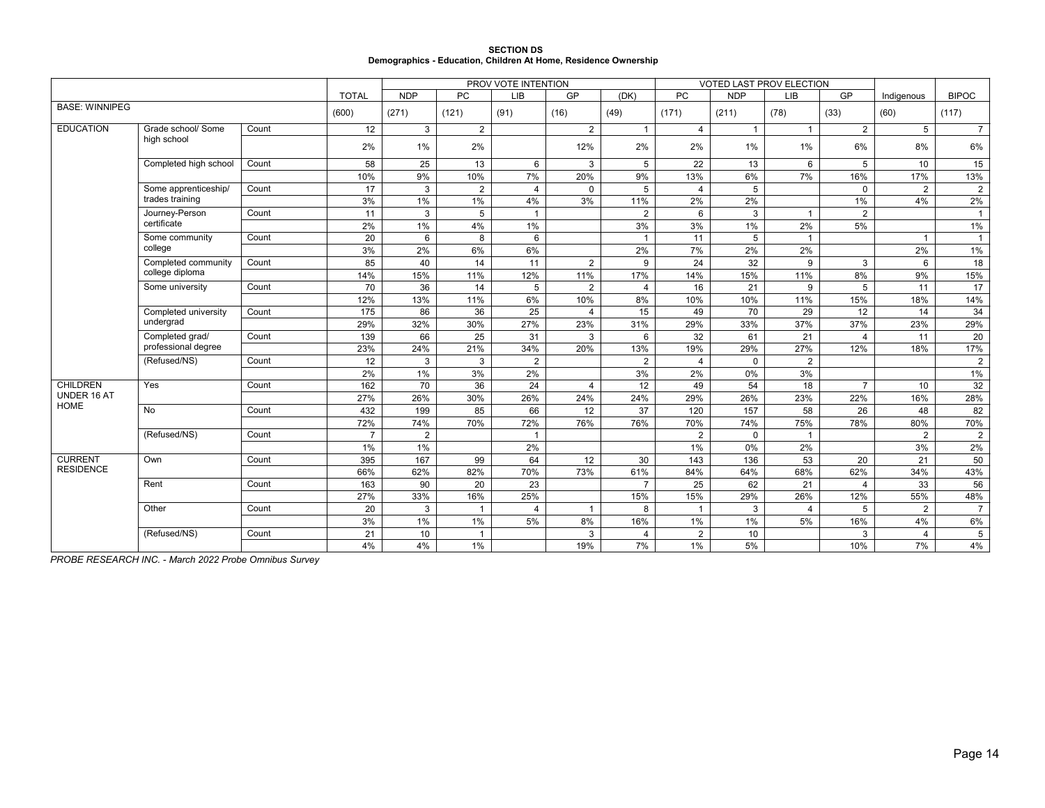**SECTION DS**
**Demographics - Education, Children At Home, Residence Ownership**

| | | | | PROV VOTE INTENTION | | | | | VOTED LAST PROV ELECTION | | | | | |
|---|---|---|---|---|---|---|---|---|---|---|---|---|---|---|
| | | | TOTAL | NDP | PC | LIB | GP | (DK) | PC | NDP | LIB | GP | Indigenous | BIPOC |
| BASE: WINNIPEG | | | (600) | (271) | (121) | (91) | (16) | (49) | (171) | (211) | (78) | (33) | (60) | (117) |
| EDUCATION | Grade school/ Some high school | Count | 12 | 3 | 2 | | 2 | 1 | 4 | 1 | 1 | 2 | 5 | 7 |
| | | | 2% | 1% | 2% | | 12% | 2% | 2% | 1% | 1% | 6% | 8% | 6% |
| | Completed high school | Count | 58 | 25 | 13 | 6 | 3 | 5 | 22 | 13 | 6 | 5 | 10 | 15 |
| | | | 10% | 9% | 10% | 7% | 20% | 9% | 13% | 6% | 7% | 16% | 17% | 13% |
| | Some apprenticeship/ trades training | Count | 17 | 3 | 2 | 4 | 0 | 5 | 4 | 5 | | 0 | 2 | 2 |
| | | | 3% | 1% | 1% | 4% | 3% | 11% | 2% | 2% | | 1% | 4% | 2% |
| | Journey-Person certificate | Count | 11 | 3 | 5 | 1 | | 2 | 6 | 3 | 1 | 2 | | 1 |
| | | | 2% | 1% | 4% | 1% | | 3% | 3% | 1% | 2% | 5% | | 1% |
| | Some community college | Count | 20 | 6 | 8 | 6 | | 1 | 11 | 5 | 1 | | 1 | 1 |
| | | | 3% | 2% | 6% | 6% | | 2% | 7% | 2% | 2% | | 2% | 1% |
| | Completed community college diploma | Count | 85 | 40 | 14 | 11 | 2 | 9 | 24 | 32 | 9 | 3 | 6 | 18 |
| | | | 14% | 15% | 11% | 12% | 11% | 17% | 14% | 15% | 11% | 8% | 9% | 15% |
| | Some university | Count | 70 | 36 | 14 | 5 | 2 | 4 | 16 | 21 | 9 | 5 | 11 | 17 |
| | | | 12% | 13% | 11% | 6% | 10% | 8% | 10% | 10% | 11% | 15% | 18% | 14% |
| | Completed university undergrad | Count | 175 | 86 | 36 | 25 | 4 | 15 | 49 | 70 | 29 | 12 | 14 | 34 |
| | | | 29% | 32% | 30% | 27% | 23% | 31% | 29% | 33% | 37% | 37% | 23% | 29% |
| | Completed grad/ professional degree | Count | 139 | 66 | 25 | 31 | 3 | 6 | 32 | 61 | 21 | 4 | 11 | 20 |
| | | | 23% | 24% | 21% | 34% | 20% | 13% | 19% | 29% | 27% | 12% | 18% | 17% |
| | (Refused/NS) | Count | 12 | 3 | 3 | 2 | | 2 | 4 | 0 | 2 | | | 2 |
| | | | 2% | 1% | 3% | 2% | | 3% | 2% | 0% | 3% | | | 1% |
| CHILDREN UNDER 16 AT HOME | Yes | Count | 162 | 70 | 36 | 24 | 4 | 12 | 49 | 54 | 18 | 7 | 10 | 32 |
| | | | 27% | 26% | 30% | 26% | 24% | 24% | 29% | 26% | 23% | 22% | 16% | 28% |
| | No | Count | 432 | 199 | 85 | 66 | 12 | 37 | 120 | 157 | 58 | 26 | 48 | 82 |
| | | | 72% | 74% | 70% | 72% | 76% | 76% | 70% | 74% | 75% | 78% | 80% | 70% |
| | (Refused/NS) | Count | 7 | 2 | | 1 | | | 2 | 0 | 1 | | 2 | 2 |
| | | | 1% | 1% | | 2% | | | 1% | 0% | 2% | | 3% | 2% |
| CURRENT RESIDENCE | Own | Count | 395 | 167 | 99 | 64 | 12 | 30 | 143 | 136 | 53 | 20 | 21 | 50 |
| | | | 66% | 62% | 82% | 70% | 73% | 61% | 84% | 64% | 68% | 62% | 34% | 43% |
| | Rent | Count | 163 | 90 | 20 | 23 | | 7 | 25 | 62 | 21 | 4 | 33 | 56 |
| | | | 27% | 33% | 16% | 25% | | 15% | 15% | 29% | 26% | 12% | 55% | 48% |
| | Other | Count | 20 | 3 | 1 | 4 | 1 | 8 | 1 | 3 | 4 | 5 | 2 | 7 |
| | | | 3% | 1% | 1% | 5% | 8% | 16% | 1% | 1% | 5% | 16% | 4% | 6% |
| | (Refused/NS) | Count | 21 | 10 | 1 | | 3 | 4 | 2 | 10 | | 3 | 4 | 5 |
| | | | 4% | 4% | 1% | | 19% | 7% | 1% | 5% | | 10% | 7% | 4% |

*PROBE RESEARCH INC. - March 2022 Probe Omnibus Survey*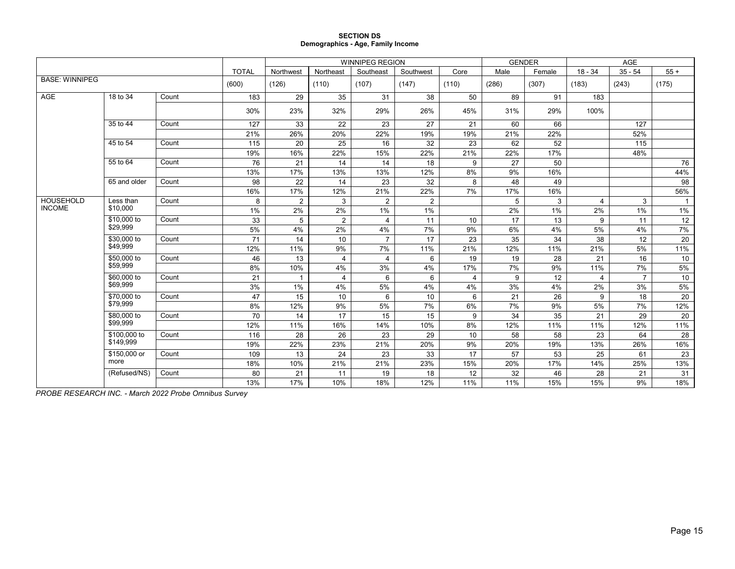**SECTION DS**
**Demographics - Age, Family Income**

| | | | | WINNIPEG REGION | | | | | GENDER | | AGE | | |
|---|---|---|---|---|---|---|---|---|---|---|---|---|---|
| | | | TOTAL | Northwest | Northeast | Southeast | Southwest | Core | Male | Female | 18 - 34 | 35 - 54 | 55 + |
| BASE: WINNIPEG | | | (600) | (126) | (110) | (107) | (147) | (110) | (286) | (307) | (183) | (243) | (175) |
| AGE | 18 to 34 | Count | 183 | 29 | 35 | 31 | 38 | 50 | 89 | 91 | 183 | | |
| | | | 30% | 23% | 32% | 29% | 26% | 45% | 31% | 29% | 100% | | |
| | 35 to 44 | Count | 127 | 33 | 22 | 23 | 27 | 21 | 60 | 66 | | 127 | |
| | | | 21% | 26% | 20% | 22% | 19% | 19% | 21% | 22% | | 52% | |
| | 45 to 54 | Count | 115 | 20 | 25 | 16 | 32 | 23 | 62 | 52 | | 115 | |
| | | | 19% | 16% | 22% | 15% | 22% | 21% | 22% | 17% | | 48% | |
| | 55 to 64 | Count | 76 | 21 | 14 | 14 | 18 | 9 | 27 | 50 | | | 76 |
| | | | 13% | 17% | 13% | 13% | 12% | 8% | 9% | 16% | | | 44% |
| | 65 and older | Count | 98 | 22 | 14 | 23 | 32 | 8 | 48 | 49 | | | 98 |
| | | | 16% | 17% | 12% | 21% | 22% | 7% | 17% | 16% | | | 56% |
| HOUSEHOLD INCOME | Less than $10,000 | Count | 8 | 2 | 3 | 2 | 2 | | 5 | 3 | 4 | 3 | 1 |
| | | | 1% | 2% | 2% | 1% | 1% | | 2% | 1% | 2% | 1% | 1% |
| | $10,000 to $29,999 | Count | 33 | 5 | 2 | 4 | 11 | 10 | 17 | 13 | 9 | 11 | 12 |
| | | | 5% | 4% | 2% | 4% | 7% | 9% | 6% | 4% | 5% | 4% | 7% |
| | $30,000 to $49,999 | Count | 71 | 14 | 10 | 7 | 17 | 23 | 35 | 34 | 38 | 12 | 20 |
| | | | 12% | 11% | 9% | 7% | 11% | 21% | 12% | 11% | 21% | 5% | 11% |
| | $50,000 to $59,999 | Count | 46 | 13 | 4 | 4 | 6 | 19 | 19 | 28 | 21 | 16 | 10 |
| | | | 8% | 10% | 4% | 3% | 4% | 17% | 7% | 9% | 11% | 7% | 5% |
| | $60,000 to $69,999 | Count | 21 | 1 | 4 | 6 | 6 | 4 | 9 | 12 | 4 | 7 | 10 |
| | | | 3% | 1% | 4% | 5% | 4% | 4% | 3% | 4% | 2% | 3% | 5% |
| | $70,000 to $79,999 | Count | 47 | 15 | 10 | 6 | 10 | 6 | 21 | 26 | 9 | 18 | 20 |
| | | | 8% | 12% | 9% | 5% | 7% | 6% | 7% | 9% | 5% | 7% | 12% |
| | $80,000 to $99,999 | Count | 70 | 14 | 17 | 15 | 15 | 9 | 34 | 35 | 21 | 29 | 20 |
| | | | 12% | 11% | 16% | 14% | 10% | 8% | 12% | 11% | 11% | 12% | 11% |
| | $100,000 to $149,999 | Count | 116 | 28 | 26 | 23 | 29 | 10 | 58 | 58 | 23 | 64 | 28 |
| | | | 19% | 22% | 23% | 21% | 20% | 9% | 20% | 19% | 13% | 26% | 16% |
| | $150,000 or more | Count | 109 | 13 | 24 | 23 | 33 | 17 | 57 | 53 | 25 | 61 | 23 |
| | | | 18% | 10% | 21% | 21% | 23% | 15% | 20% | 17% | 14% | 25% | 13% |
| | (Refused/NS) | Count | 80 | 21 | 11 | 19 | 18 | 12 | 32 | 46 | 28 | 21 | 31 |
| | | | 13% | 17% | 10% | 18% | 12% | 11% | 11% | 15% | 15% | 9% | 18% |

*PROBE RESEARCH INC. - March 2022 Probe Omnibus Survey*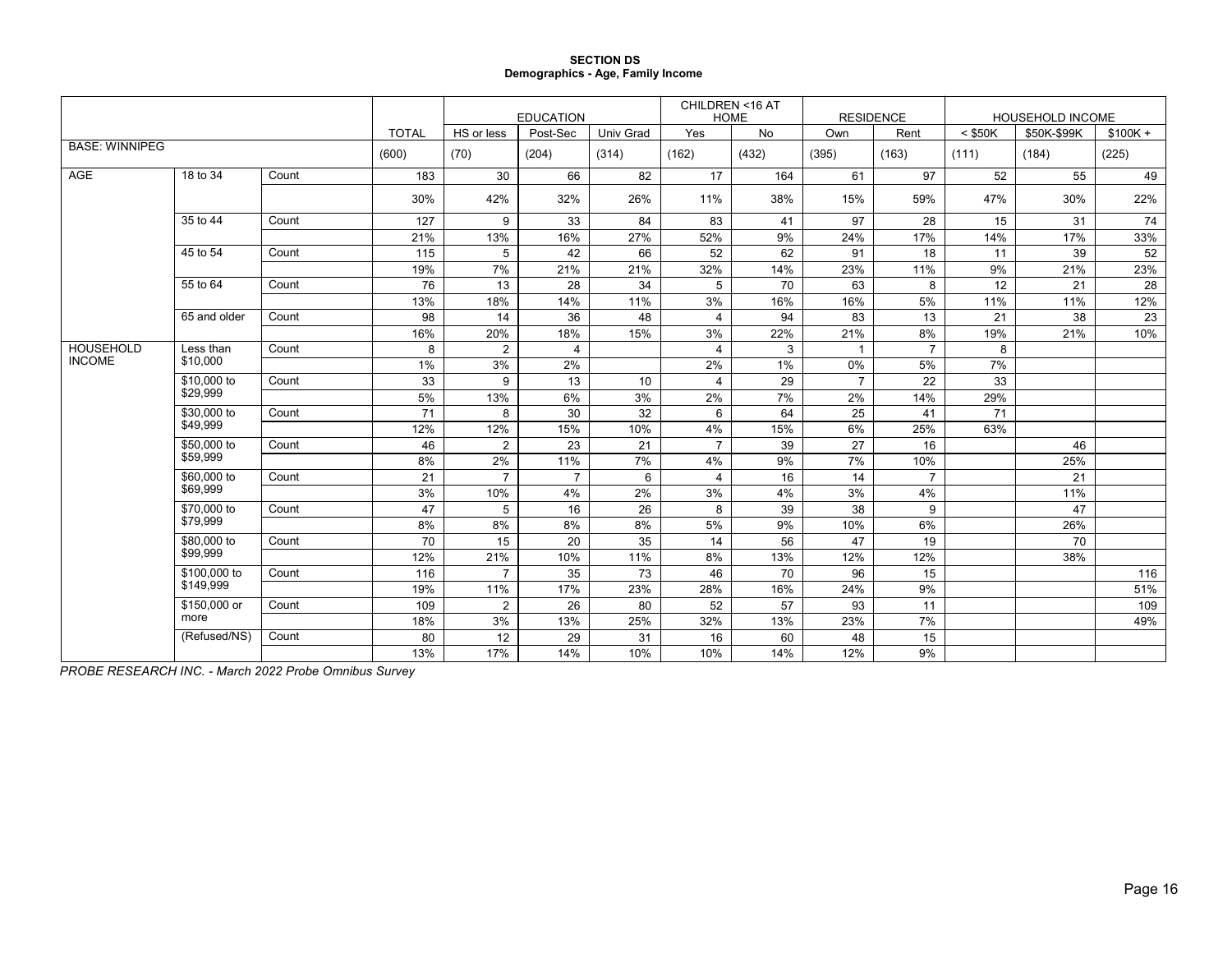**SECTION DS**
**Demographics - Age, Family Income**

| | | | | EDUCATION | | | CHILDREN <16 AT HOME | | RESIDENCE | | HOUSEHOLD INCOME | | |
|---|---|---|---|---|---|---|---|---|---|---|---|---|---|
| | | | TOTAL | HS or less | Post-Sec | Univ Grad | Yes | No | Own | Rent | < $50K | $50K-$99K | $100K + |
| BASE: WINNIPEG | | | (600) | (70) | (204) | (314) | (162) | (432) | (395) | (163) | (111) | (184) | (225) |
| AGE | 18 to 34 | Count | 183 | 30 | 66 | 82 | 17 | 164 | 61 | 97 | 52 | 55 | 49 |
| | | | 30% | 42% | 32% | 26% | 11% | 38% | 15% | 59% | 47% | 30% | 22% |
| | 35 to 44 | Count | 127 | 9 | 33 | 84 | 83 | 41 | 97 | 28 | 15 | 31 | 74 |
| | | | 21% | 13% | 16% | 27% | 52% | 9% | 24% | 17% | 14% | 17% | 33% |
| | 45 to 54 | Count | 115 | 5 | 42 | 66 | 52 | 62 | 91 | 18 | 11 | 39 | 52 |
| | | | 19% | 7% | 21% | 21% | 32% | 14% | 23% | 11% | 9% | 21% | 23% |
| | 55 to 64 | Count | 76 | 13 | 28 | 34 | 5 | 70 | 63 | 8 | 12 | 21 | 28 |
| | | | 13% | 18% | 14% | 11% | 3% | 16% | 16% | 5% | 11% | 11% | 12% |
| | 65 and older | Count | 98 | 14 | 36 | 48 | 4 | 94 | 83 | 13 | 21 | 38 | 23 |
| | | | 16% | 20% | 18% | 15% | 3% | 22% | 21% | 8% | 19% | 21% | 10% |
| HOUSEHOLD INCOME | Less than $10,000 | Count | 8 | 2 | 4 | | 4 | 3 | 1 | 7 | 8 | | |
| | | | 1% | 3% | 2% | | 2% | 1% | 0% | 5% | 7% | | |
| | $10,000 to $29,999 | Count | 33 | 9 | 13 | 10 | 4 | 29 | 7 | 22 | 33 | | |
| | | | 5% | 13% | 6% | 3% | 2% | 7% | 2% | 14% | 29% | | |
| | $30,000 to $49,999 | Count | 71 | 8 | 30 | 32 | 6 | 64 | 25 | 41 | 71 | | |
| | | | 12% | 12% | 15% | 10% | 4% | 15% | 6% | 25% | 63% | | |
| | $50,000 to $59,999 | Count | 46 | 2 | 23 | 21 | 7 | 39 | 27 | 16 | | 46 | |
| | | | 8% | 2% | 11% | 7% | 4% | 9% | 7% | 10% | | 25% | |
| | $60,000 to $69,999 | Count | 21 | 7 | 7 | 6 | 4 | 16 | 14 | 7 | | 21 | |
| | | | 3% | 10% | 4% | 2% | 3% | 4% | 3% | 4% | | 11% | |
| | $70,000 to $79,999 | Count | 47 | 5 | 16 | 26 | 8 | 39 | 38 | 9 | | 47 | |
| | | | 8% | 8% | 8% | 8% | 5% | 9% | 10% | 6% | | 26% | |
| | $80,000 to $99,999 | Count | 70 | 15 | 20 | 35 | 14 | 56 | 47 | 19 | | 70 | |
| | | | 12% | 21% | 10% | 11% | 8% | 13% | 12% | 12% | | 38% | |
| | $100,000 to $149,999 | Count | 116 | 7 | 35 | 73 | 46 | 70 | 96 | 15 | | | 116 |
| | | | 19% | 11% | 17% | 23% | 28% | 16% | 24% | 9% | | | 51% |
| | $150,000 or more | Count | 109 | 2 | 26 | 80 | 52 | 57 | 93 | 11 | | | 109 |
| | | | 18% | 3% | 13% | 25% | 32% | 13% | 23% | 7% | | | 49% |
| | (Refused/NS) | Count | 80 | 12 | 29 | 31 | 16 | 60 | 48 | 15 | | | |
| | | | 13% | 17% | 14% | 10% | 10% | 14% | 12% | 9% | | | |

*PROBE RESEARCH INC. - March 2022 Probe Omnibus Survey*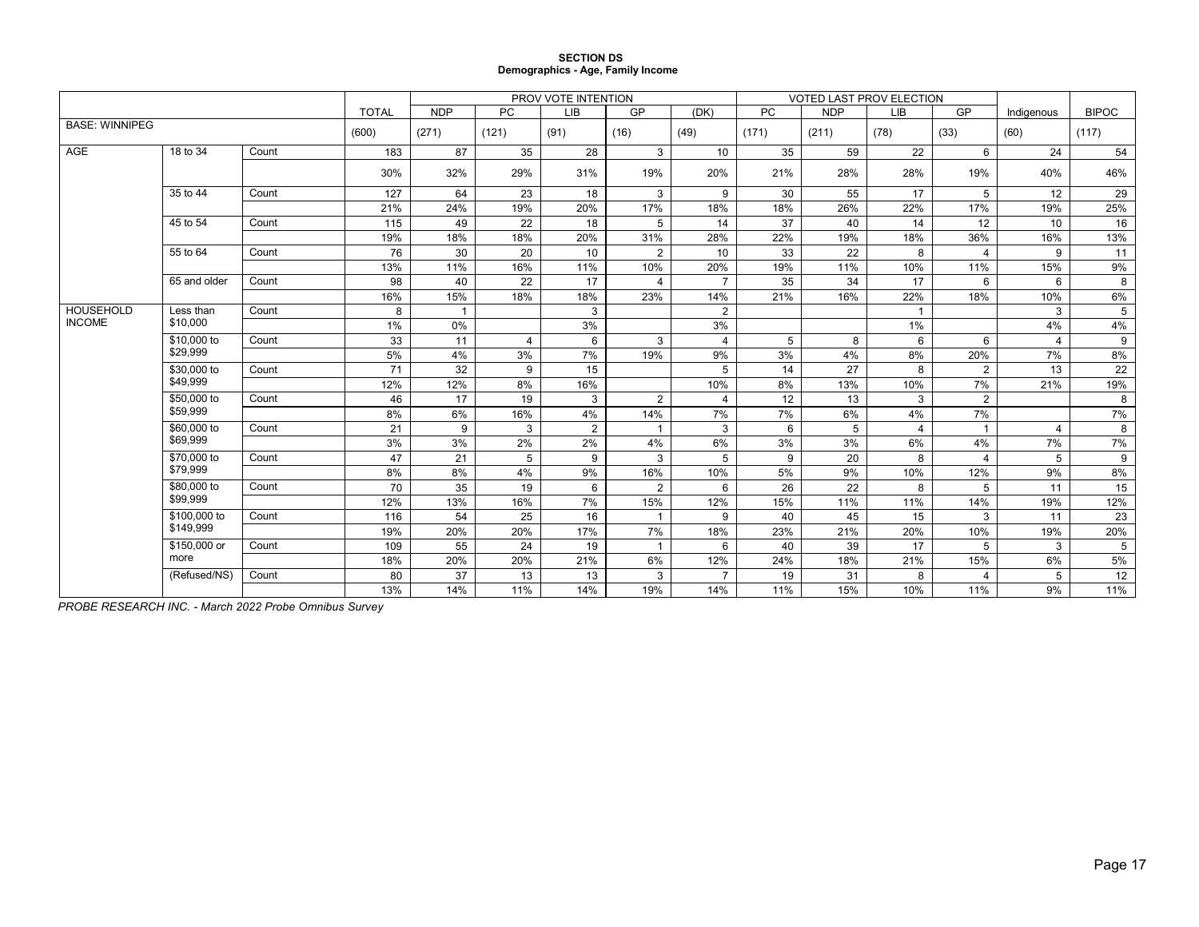**SECTION DS**
**Demographics - Age, Family Income**

| | | | TOTAL | PROV VOTE INTENTION | | | | | VOTED LAST PROV ELECTION | | | | Indigenous | BIPOC |
|---|---|---|---|---|---|---|---|---|---|---|---|---|---|---|
| | | | | NDP | PC | LIB | GP | (DK) | PC | NDP | LIB | GP | | |
| BASE: WINNIPEG | | | (600) | (271) | (121) | (91) | (16) | (49) | (171) | (211) | (78) | (33) | (60) | (117) |
| AGE | 18 to 34 | Count | 183 | 87 | 35 | 28 | 3 | 10 | 35 | 59 | 22 | 6 | 24 | 54 |
| | | | 30% | 32% | 29% | 31% | 19% | 20% | 21% | 28% | 28% | 19% | 40% | 46% |
| | 35 to 44 | Count | 127 | 64 | 23 | 18 | 3 | 9 | 30 | 55 | 17 | 5 | 12 | 29 |
| | | | 21% | 24% | 19% | 20% | 17% | 18% | 18% | 26% | 22% | 17% | 19% | 25% |
| | 45 to 54 | Count | 115 | 49 | 22 | 18 | 5 | 14 | 37 | 40 | 14 | 12 | 10 | 16 |
| | | | 19% | 18% | 18% | 20% | 31% | 28% | 22% | 19% | 18% | 36% | 16% | 13% |
| | 55 to 64 | Count | 76 | 30 | 20 | 10 | 2 | 10 | 33 | 22 | 8 | 4 | 9 | 11 |
| | | | 13% | 11% | 16% | 11% | 10% | 20% | 19% | 11% | 10% | 11% | 15% | 9% |
| | 65 and older | Count | 98 | 40 | 22 | 17 | 4 | 7 | 35 | 34 | 17 | 6 | 6 | 8 |
| | | | 16% | 15% | 18% | 18% | 23% | 14% | 21% | 16% | 22% | 18% | 10% | 6% |
| HOUSEHOLD INCOME | Less than $10,000 | Count | 8 | 1 | | 3 | | 2 | | | 1 | | 3 | 5 |
| | | | 1% | 0% | | 3% | | 3% | | | 1% | | 4% | 4% |
| | $10,000 to $29,999 | Count | 33 | 11 | 4 | 6 | 3 | 4 | 5 | 8 | 6 | 6 | 4 | 9 |
| | | | 5% | 4% | 3% | 7% | 19% | 9% | 3% | 4% | 8% | 20% | 7% | 8% |
| | $30,000 to $49,999 | Count | 71 | 32 | 9 | 15 | | 5 | 14 | 27 | 8 | 2 | 13 | 22 |
| | | | 12% | 12% | 8% | 16% | | 10% | 8% | 13% | 10% | 7% | 21% | 19% |
| | $50,000 to $59,999 | Count | 46 | 17 | 19 | 3 | 2 | 4 | 12 | 13 | 3 | 2 | | 8 |
| | | | 8% | 6% | 16% | 4% | 14% | 7% | 7% | 6% | 4% | 7% | | 7% |
| | $60,000 to $69,999 | Count | 21 | 9 | 3 | 2 | 1 | 3 | 6 | 5 | 4 | 1 | 4 | 8 |
| | | | 3% | 3% | 2% | 2% | 4% | 6% | 3% | 3% | 6% | 4% | 7% | 7% |
| | $70,000 to $79,999 | Count | 47 | 21 | 5 | 9 | 3 | 5 | 9 | 20 | 8 | 4 | 5 | 9 |
| | | | 8% | 8% | 4% | 9% | 16% | 10% | 5% | 9% | 10% | 12% | 9% | 8% |
| | $80,000 to $99,999 | Count | 70 | 35 | 19 | 6 | 2 | 6 | 26 | 22 | 8 | 5 | 11 | 15 |
| | | | 12% | 13% | 16% | 7% | 15% | 12% | 15% | 11% | 11% | 14% | 19% | 12% |
| | $100,000 to $149,999 | Count | 116 | 54 | 25 | 16 | 1 | 9 | 40 | 45 | 15 | 3 | 11 | 23 |
| | | | 19% | 20% | 20% | 17% | 7% | 18% | 23% | 21% | 20% | 10% | 19% | 20% |
| | $150,000 or more | Count | 109 | 55 | 24 | 19 | 1 | 6 | 40 | 39 | 17 | 5 | 3 | 5 |
| | | | 18% | 20% | 20% | 21% | 6% | 12% | 24% | 18% | 21% | 15% | 6% | 5% |
| | (Refused/NS) | Count | 80 | 37 | 13 | 13 | 3 | 7 | 19 | 31 | 8 | 4 | 5 | 12 |
| | | | 13% | 14% | 11% | 14% | 19% | 14% | 11% | 15% | 10% | 11% | 9% | 11% |

*PROBE RESEARCH INC. - March 2022 Probe Omnibus Survey*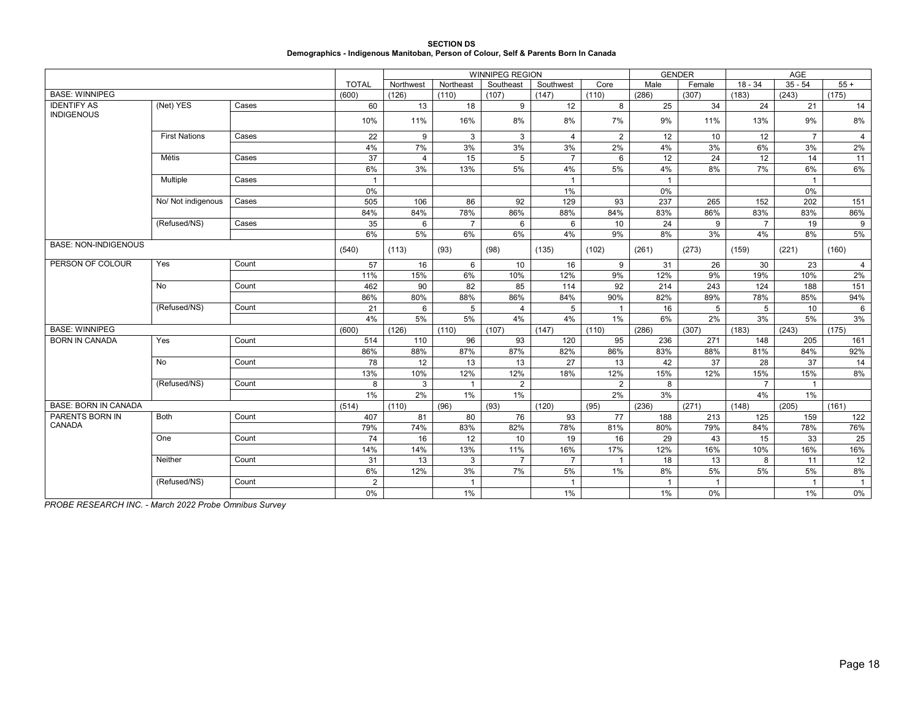**SECTION DS**
**Demographics - Indigenous Manitoban, Person of Colour, Self & Parents Born In Canada**

| | | | | WINNIPEG REGION | | | | | GENDER | | AGE | | |
|---|---|---|---|---|---|---|---|---|---|---|---|---|---|
| | | | TOTAL | Northwest | Northeast | Southeast | Southwest | Core | Male | Female | 18 - 34 | 35 - 54 | 55 + |
| BASE: WINNIPEG | | | (600) | (126) | (110) | (107) | (147) | (110) | (286) | (307) | (183) | (243) | (175) |
| IDENTIFY AS INDIGENOUS | (Net) YES | Cases | 60 | 13 | 18 | 9 | 12 | 8 | 25 | 34 | 24 | 21 | 14 |
| | | | 10% | 11% | 16% | 8% | 8% | 7% | 9% | 11% | 13% | 9% | 8% |
| | First Nations | Cases | 22 | 9 | 3 | 3 | 4 | 2 | 12 | 10 | 12 | 7 | 4 |
| | | | 4% | 7% | 3% | 3% | 3% | 2% | 4% | 3% | 6% | 3% | 2% |
| | Métis | Cases | 37 | 4 | 15 | 5 | 7 | 6 | 12 | 24 | 12 | 14 | 11 |
| | | | 6% | 3% | 13% | 5% | 4% | 5% | 4% | 8% | 7% | 6% | 6% |
| | Multiple | Cases | 1 | | | | 1 | | 1 | | | 1 | |
| | | | 0% | | | | 1% | | 0% | | | 0% | |
| | No/ Not indigenous | Cases | 505 | 106 | 86 | 92 | 129 | 93 | 237 | 265 | 152 | 202 | 151 |
| | | | 84% | 84% | 78% | 86% | 88% | 84% | 83% | 86% | 83% | 83% | 86% |
| | (Refused/NS) | Cases | 35 | 6 | 7 | 6 | 6 | 10 | 24 | 9 | 7 | 19 | 9 |
| | | | 6% | 5% | 6% | 6% | 4% | 9% | 8% | 3% | 4% | 8% | 5% |
| BASE: NON-INDIGENOUS | | | (540) | (113) | (93) | (98) | (135) | (102) | (261) | (273) | (159) | (221) | (160) |
| PERSON OF COLOUR | Yes | Count | 57 | 16 | 6 | 10 | 16 | 9 | 31 | 26 | 30 | 23 | 4 |
| | | | 11% | 15% | 6% | 10% | 12% | 9% | 12% | 9% | 19% | 10% | 2% |
| | No | Count | 462 | 90 | 82 | 85 | 114 | 92 | 214 | 243 | 124 | 188 | 151 |
| | | | 86% | 80% | 88% | 86% | 84% | 90% | 82% | 89% | 78% | 85% | 94% |
| | (Refused/NS) | Count | 21 | 6 | 5 | 4 | 5 | 1 | 16 | 5 | 5 | 10 | 6 |
| | | | 4% | 5% | 5% | 4% | 4% | 1% | 6% | 2% | 3% | 5% | 3% |
| BASE: WINNIPEG | | | (600) | (126) | (110) | (107) | (147) | (110) | (286) | (307) | (183) | (243) | (175) |
| BORN IN CANADA | Yes | Count | 514 | 110 | 96 | 93 | 120 | 95 | 236 | 271 | 148 | 205 | 161 |
| | | | 86% | 88% | 87% | 87% | 82% | 86% | 83% | 88% | 81% | 84% | 92% |
| | No | Count | 78 | 12 | 13 | 13 | 27 | 13 | 42 | 37 | 28 | 37 | 14 |
| | | | 13% | 10% | 12% | 12% | 18% | 12% | 15% | 12% | 15% | 15% | 8% |
| | (Refused/NS) | Count | 8 | 3 | 1 | 2 | | 2 | 8 | | 7 | 1 | |
| | | | 1% | 2% | 1% | 1% | | 2% | 3% | | 4% | 1% | |
| BASE: BORN IN CANADA | | | (514) | (110) | (96) | (93) | (120) | (95) | (236) | (271) | (148) | (205) | (161) |
| PARENTS BORN IN CANADA | Both | Count | 407 | 81 | 80 | 76 | 93 | 77 | 188 | 213 | 125 | 159 | 122 |
| | | | 79% | 74% | 83% | 82% | 78% | 81% | 80% | 79% | 84% | 78% | 76% |
| | One | Count | 74 | 16 | 12 | 10 | 19 | 16 | 29 | 43 | 15 | 33 | 25 |
| | | | 14% | 14% | 13% | 11% | 16% | 17% | 12% | 16% | 10% | 16% | 16% |
| | Neither | Count | 31 | 13 | 3 | 7 | 7 | 1 | 18 | 13 | 8 | 11 | 12 |
| | | | 6% | 12% | 3% | 7% | 5% | 1% | 8% | 5% | 5% | 5% | 8% |
| | (Refused/NS) | Count | 2 | | 1 | | 1 | | 1 | 1 | | 1 | 1 |
| | | | 0% | | 1% | | 1% | | 1% | 0% | | 1% | 0% |

*PROBE RESEARCH INC. - March 2022 Probe Omnibus Survey*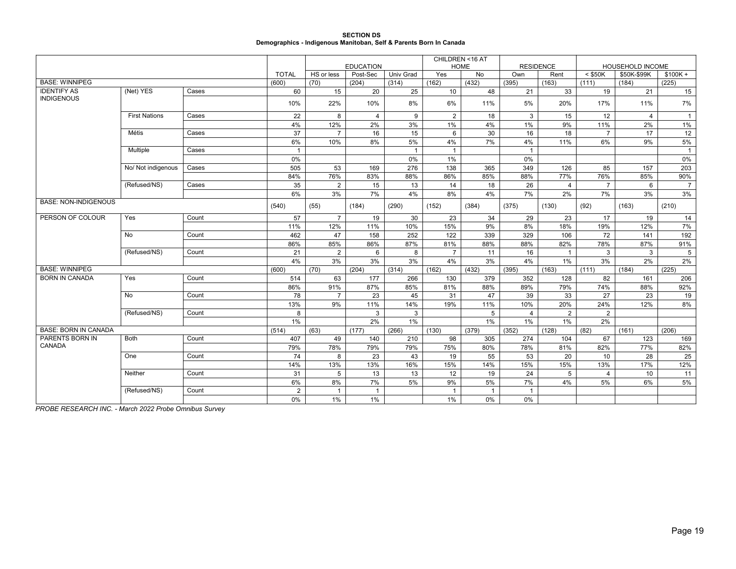**SECTION DS**
**Demographics - Indigenous Manitoban, Self & Parents Born In Canada**

| | | | | EDUCATION | | | CHILDREN <16 AT HOME | | RESIDENCE | | HOUSEHOLD INCOME | | |
|---|---|---|---|---|---|---|---|---|---|---|---|---|---|
| | | | TOTAL | HS or less | Post-Sec | Univ Grad | Yes | No | Own | Rent | < $50K | $50K-$99K | $100K + |
| BASE: WINNIPEG | | | (600) | (70) | (204) | (314) | (162) | (432) | (395) | (163) | (111) | (184) | (225) |
| IDENTIFY AS INDIGENOUS | (Net) YES | Cases | 60 | 15 | 20 | 25 | 10 | 48 | 21 | 33 | 19 | 21 | 15 |
| | | | 10% | 22% | 10% | 8% | 6% | 11% | 5% | 20% | 17% | 11% | 7% |
| | First Nations | Cases | 22 | 8 | 4 | 9 | 2 | 18 | 3 | 15 | 12 | 4 | 1 |
| | | | 4% | 12% | 2% | 3% | 1% | 4% | 1% | 9% | 11% | 2% | 1% |
| | Métis | Cases | 37 | 7 | 16 | 15 | 6 | 30 | 16 | 18 | 7 | 17 | 12 |
| | | | 6% | 10% | 8% | 5% | 4% | 7% | 4% | 11% | 6% | 9% | 5% |
| | Multiple | Cases | 1 | | | 1 | 1 | | 1 | | | | 1 |
| | | | 0% | | | 0% | 1% | | 0% | | | | 0% |
| | No/ Not indigenous | Cases | 505 | 53 | 169 | 276 | 138 | 365 | 349 | 126 | 85 | 157 | 203 |
| | | | 84% | 76% | 83% | 88% | 86% | 85% | 88% | 77% | 76% | 85% | 90% |
| | (Refused/NS) | Cases | 35 | 2 | 15 | 13 | 14 | 18 | 26 | 4 | 7 | 6 | 7 |
| | | | 6% | 3% | 7% | 4% | 8% | 4% | 7% | 2% | 7% | 3% | 3% |
| BASE: NON-INDIGENOUS | | | (540) | (55) | (184) | (290) | (152) | (384) | (375) | (130) | (92) | (163) | (210) |
| PERSON OF COLOUR | Yes | Count | 57 | 7 | 19 | 30 | 23 | 34 | 29 | 23 | 17 | 19 | 14 |
| | | | 11% | 12% | 11% | 10% | 15% | 9% | 8% | 18% | 19% | 12% | 7% |
| | No | Count | 462 | 47 | 158 | 252 | 122 | 339 | 329 | 106 | 72 | 141 | 192 |
| | | | 86% | 85% | 86% | 87% | 81% | 88% | 88% | 82% | 78% | 87% | 91% |
| | (Refused/NS) | Count | 21 | 2 | 6 | 8 | 7 | 11 | 16 | 1 | 3 | 3 | 5 |
| | | | 4% | 3% | 3% | 3% | 4% | 3% | 4% | 1% | 3% | 2% | 2% |
| BASE: WINNIPEG | | | (600) | (70) | (204) | (314) | (162) | (432) | (395) | (163) | (111) | (184) | (225) |
| BORN IN CANADA | Yes | Count | 514 | 63 | 177 | 266 | 130 | 379 | 352 | 128 | 82 | 161 | 206 |
| | | | 86% | 91% | 87% | 85% | 81% | 88% | 89% | 79% | 74% | 88% | 92% |
| | No | Count | 78 | 7 | 23 | 45 | 31 | 47 | 39 | 33 | 27 | 23 | 19 |
| | | | 13% | 9% | 11% | 14% | 19% | 11% | 10% | 20% | 24% | 12% | 8% |
| | (Refused/NS) | Count | 8 | | 3 | 3 | | 5 | 4 | 2 | 2 | | |
| | | | 1% | | 2% | 1% | | 1% | 1% | 1% | 2% | | |
| BASE: BORN IN CANADA | | | (514) | (63) | (177) | (266) | (130) | (379) | (352) | (128) | (82) | (161) | (206) |
| PARENTS BORN IN CANADA | Both | Count | 407 | 49 | 140 | 210 | 98 | 305 | 274 | 104 | 67 | 123 | 169 |
| | | | 79% | 78% | 79% | 79% | 75% | 80% | 78% | 81% | 82% | 77% | 82% |
| | One | Count | 74 | 8 | 23 | 43 | 19 | 55 | 53 | 20 | 10 | 28 | 25 |
| | | | 14% | 13% | 13% | 16% | 15% | 14% | 15% | 15% | 13% | 17% | 12% |
| | Neither | Count | 31 | 5 | 13 | 13 | 12 | 19 | 24 | 5 | 4 | 10 | 11 |
| | | | 6% | 8% | 7% | 5% | 9% | 5% | 7% | 4% | 5% | 6% | 5% |
| | (Refused/NS) | Count | 2 | 1 | 1 | | 1 | 1 | 1 | | | | |
| | | | 0% | 1% | 1% | | 1% | 0% | 0% | | | | |

*PROBE RESEARCH INC. - March 2022 Probe Omnibus Survey*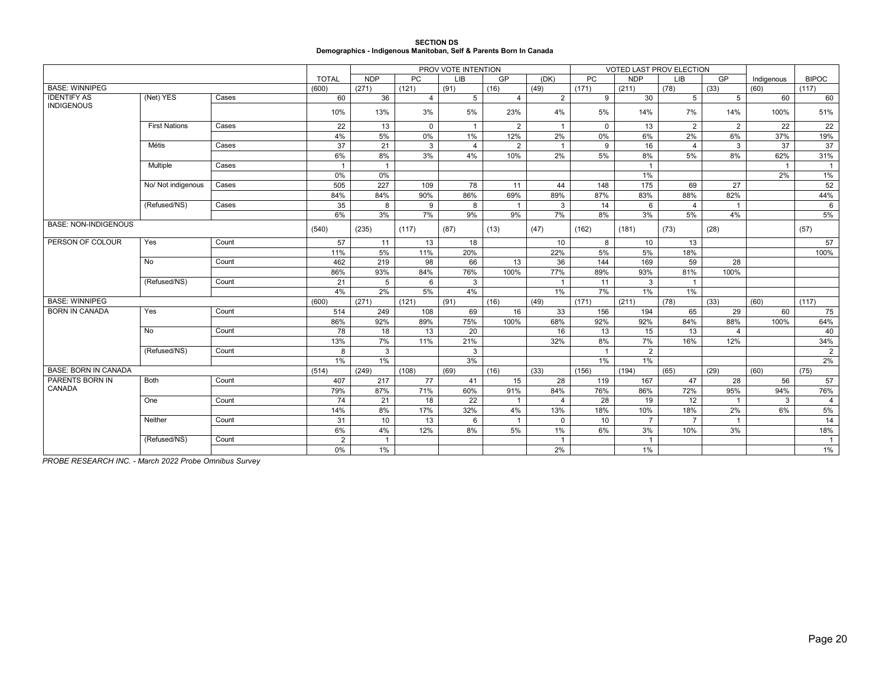**SECTION DS**
**Demographics - Indigenous Manitoban, Self & Parents Born In Canada**

| | | | | PROV VOTE INTENTION | | | | | VOTED LAST PROV ELECTION | | | | | |
|---|---|---|---|---|---|---|---|---|---|---|---|---|---|---|
| | | | TOTAL | NDP | PC | LIB | GP | (DK) | PC | NDP | LIB | GP | Indigenous | BIPOC |
| BASE: WINNIPEG | | | (600) | (271) | (121) | (91) | (16) | (49) | (171) | (211) | (78) | (33) | (60) | (117) |
| IDENTIFY AS INDIGENOUS | (Net) YES | Cases | 60 | 36 | 4 | 5 | 4 | 2 | 9 | 30 | 5 | 5 | 60 | 60 |
| | | | 10% | 13% | 3% | 5% | 23% | 4% | 5% | 14% | 7% | 14% | 100% | 51% |
| | First Nations | Cases | 22 | 13 | 0 | 1 | 2 | 1 | 0 | 13 | 2 | 2 | 22 | 22 |
| | | | 4% | 5% | 0% | 1% | 12% | 2% | 0% | 6% | 2% | 6% | 37% | 19% |
| | Métis | Cases | 37 | 21 | 3 | 4 | 2 | 1 | 9 | 16 | 4 | 3 | 37 | 37 |
| | | | 6% | 8% | 3% | 4% | 10% | 2% | 5% | 8% | 5% | 8% | 62% | 31% |
| | Multiple | Cases | 1 | 1 | | | | | | 1 | | | 1 | 1 |
| | | | 0% | 0% | | | | | | 1% | | | 2% | 1% |
| | No/ Not indigenous | Cases | 505 | 227 | 109 | 78 | 11 | 44 | 148 | 175 | 69 | 27 | | 52 |
| | | | 84% | 84% | 90% | 86% | 69% | 89% | 87% | 83% | 88% | 82% | | 44% |
| | (Refused/NS) | Cases | 35 | 8 | 9 | 8 | 1 | 3 | 14 | 6 | 4 | 1 | | 6 |
| | | | 6% | 3% | 7% | 9% | 9% | 7% | 8% | 3% | 5% | 4% | | 5% |
| BASE: NON-INDIGENOUS | | | (540) | (235) | (117) | (87) | (13) | (47) | (162) | (181) | (73) | (28) | | (57) |
| PERSON OF COLOUR | Yes | Count | 57 | 11 | 13 | 18 | | 10 | 8 | 10 | 13 | | | 57 |
| | | | 11% | 5% | 11% | 20% | | 22% | 5% | 5% | 18% | | | 100% |
| | No | Count | 462 | 219 | 98 | 66 | 13 | 36 | 144 | 169 | 59 | 28 | | |
| | | | 86% | 93% | 84% | 76% | 100% | 77% | 89% | 93% | 81% | 100% | | |
| | (Refused/NS) | Count | 21 | 5 | 6 | 3 | | 1 | 11 | 3 | 1 | | | |
| | | | 4% | 2% | 5% | 4% | | 1% | 7% | 1% | 1% | | | |
| BASE: WINNIPEG | | | (600) | (271) | (121) | (91) | (16) | (49) | (171) | (211) | (78) | (33) | (60) | (117) |
| BORN IN CANADA | Yes | Count | 514 | 249 | 108 | 69 | 16 | 33 | 156 | 194 | 65 | 29 | 60 | 75 |
| | | | 86% | 92% | 89% | 75% | 100% | 68% | 92% | 92% | 84% | 88% | 100% | 64% |
| | No | Count | 78 | 18 | 13 | 20 | | 16 | 13 | 15 | 13 | 4 | | 40 |
| | | | 13% | 7% | 11% | 21% | | 32% | 8% | 7% | 16% | 12% | | 34% |
| | (Refused/NS) | Count | 8 | 3 | | 3 | | | 1 | 2 | | | | 2 |
| | | | 1% | 1% | | 3% | | | 1% | 1% | | | | 2% |
| BASE: BORN IN CANADA | | | (514) | (249) | (108) | (69) | (16) | (33) | (156) | (194) | (65) | (29) | (60) | (75) |
| PARENTS BORN IN CANADA | Both | Count | 407 | 217 | 77 | 41 | 15 | 28 | 119 | 167 | 47 | 28 | 56 | 57 |
| | | | 79% | 87% | 71% | 60% | 91% | 84% | 76% | 86% | 72% | 95% | 94% | 76% |
| | One | Count | 74 | 21 | 18 | 22 | 1 | 4 | 28 | 19 | 12 | 1 | 3 | 4 |
| | | | 14% | 8% | 17% | 32% | 4% | 13% | 18% | 10% | 18% | 2% | 6% | 5% |
| | Neither | Count | 31 | 10 | 13 | 6 | 1 | 0 | 10 | 7 | 7 | 1 | | 14 |
| | | | 6% | 4% | 12% | 8% | 5% | 1% | 6% | 3% | 10% | 3% | | 18% |
| | (Refused/NS) | Count | 2 | 1 | | | | 1 | | 1 | | | | 1 |
| | | | 0% | 1% | | | | 2% | | 1% | | | | 1% |

*PROBE RESEARCH INC. - March 2022 Probe Omnibus Survey*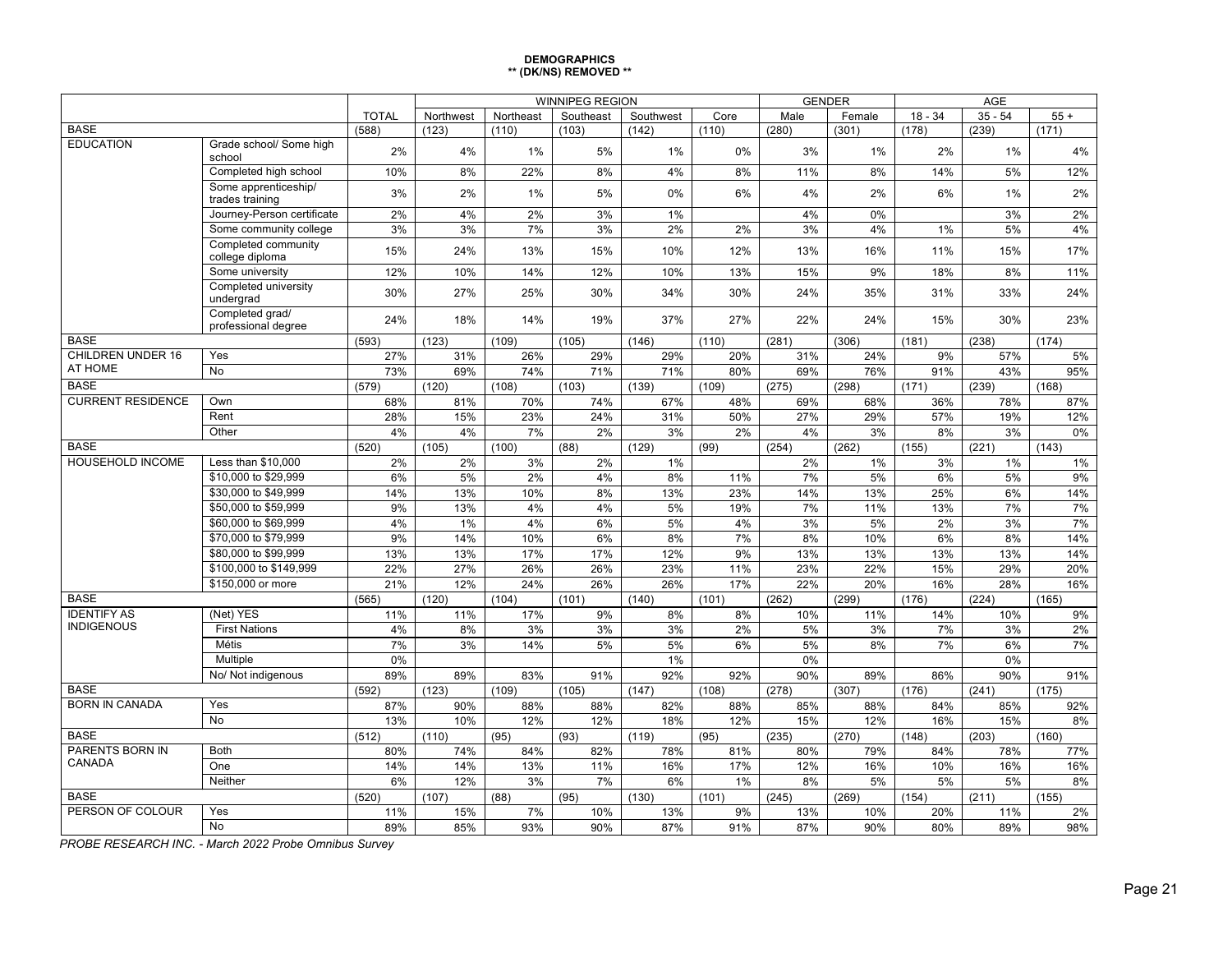**DEMOGRAPHICS**
**** (DK/NS) REMOVED ****

| | | TOTAL | WINNIPEG REGION | | | | | GENDER | | AGE | | |
|---|---|---|---|---|---|---|---|---|---|---|---|---|
| | | | Northwest | Northeast | Southeast | Southwest | Core | Male | Female | 18 - 34 | 35 - 54 | 55 + |
| BASE | | (588) | (123) | (110) | (103) | (142) | (110) | (280) | (301) | (178) | (239) | (171) |
| EDUCATION | Grade school/ Some high school | 2% | 4% | 1% | 5% | 1% | 0% | 3% | 1% | 2% | 1% | 4% |
| | Completed high school | 10% | 8% | 22% | 8% | 4% | 8% | 11% | 8% | 14% | 5% | 12% |
| | Some apprenticeship/ trades training | 3% | 2% | 1% | 5% | 0% | 6% | 4% | 2% | 6% | 1% | 2% |
| | Journey-Person certificate | 2% | 4% | 2% | 3% | 1% | | 4% | 0% | | 3% | 2% |
| | Some community college | 3% | 3% | 7% | 3% | 2% | 2% | 3% | 4% | 1% | 5% | 4% |
| | Completed community college diploma | 15% | 24% | 13% | 15% | 10% | 12% | 13% | 16% | 11% | 15% | 17% |
| | Some university | 12% | 10% | 14% | 12% | 10% | 13% | 15% | 9% | 18% | 8% | 11% |
| | Completed university undergrad | 30% | 27% | 25% | 30% | 34% | 30% | 24% | 35% | 31% | 33% | 24% |
| | Completed grad/ professional degree | 24% | 18% | 14% | 19% | 37% | 27% | 22% | 24% | 15% | 30% | 23% |
| BASE | | (593) | (123) | (109) | (105) | (146) | (110) | (281) | (306) | (181) | (238) | (174) |
| CHILDREN UNDER 16 AT HOME | Yes | 27% | 31% | 26% | 29% | 29% | 20% | 31% | 24% | 9% | 57% | 5% |
| | No | 73% | 69% | 74% | 71% | 71% | 80% | 69% | 76% | 91% | 43% | 95% |
| BASE | | (579) | (120) | (108) | (103) | (139) | (109) | (275) | (298) | (171) | (239) | (168) |
| CURRENT RESIDENCE | Own | 68% | 81% | 70% | 74% | 67% | 48% | 69% | 68% | 36% | 78% | 87% |
| | Rent | 28% | 15% | 23% | 24% | 31% | 50% | 27% | 29% | 57% | 19% | 12% |
| | Other | 4% | 4% | 7% | 2% | 3% | 2% | 4% | 3% | 8% | 3% | 0% |
| BASE | | (520) | (105) | (100) | (88) | (129) | (99) | (254) | (262) | (155) | (221) | (143) |
| HOUSEHOLD INCOME | Less than $10,000 | 2% | 2% | 3% | 2% | 1% | | 2% | 1% | 3% | 1% | 1% |
| | $10,000 to $29,999 | 6% | 5% | 2% | 4% | 8% | 11% | 7% | 5% | 6% | 5% | 9% |
| | $30,000 to $49,999 | 14% | 13% | 10% | 8% | 13% | 23% | 14% | 13% | 25% | 6% | 14% |
| | $50,000 to $59,999 | 9% | 13% | 4% | 4% | 5% | 19% | 7% | 11% | 13% | 7% | 7% |
| | $60,000 to $69,999 | 4% | 1% | 4% | 6% | 5% | 4% | 3% | 5% | 2% | 3% | 7% |
| | $70,000 to $79,999 | 9% | 14% | 10% | 6% | 8% | 7% | 8% | 10% | 6% | 8% | 14% |
| | $80,000 to $99,999 | 13% | 13% | 17% | 17% | 12% | 9% | 13% | 13% | 13% | 13% | 14% |
| | $100,000 to $149,999 | 22% | 27% | 26% | 26% | 23% | 11% | 23% | 22% | 15% | 29% | 20% |
| | $150,000 or more | 21% | 12% | 24% | 26% | 26% | 17% | 22% | 20% | 16% | 28% | 16% |
| BASE | | (565) | (120) | (104) | (101) | (140) | (101) | (262) | (299) | (176) | (224) | (165) |
| IDENTIFY AS INDIGENOUS | (Net) YES | 11% | 11% | 17% | 9% | 8% | 8% | 10% | 11% | 14% | 10% | 9% |
| | First Nations | 4% | 8% | 3% | 3% | 3% | 2% | 5% | 3% | 7% | 3% | 2% |
| | Métis | 7% | 3% | 14% | 5% | 5% | 6% | 5% | 8% | 7% | 6% | 7% |
| | Multiple | 0% | | | | 1% | | 0% | | | 0% | |
| | No/ Not indigenous | 89% | 89% | 83% | 91% | 92% | 92% | 90% | 89% | 86% | 90% | 91% |
| BASE | | (592) | (123) | (109) | (105) | (147) | (108) | (278) | (307) | (176) | (241) | (175) |
| BORN IN CANADA | Yes | 87% | 90% | 88% | 88% | 82% | 88% | 85% | 88% | 84% | 85% | 92% |
| | No | 13% | 10% | 12% | 12% | 18% | 12% | 15% | 12% | 16% | 15% | 8% |
| BASE | | (512) | (110) | (95) | (93) | (119) | (95) | (235) | (270) | (148) | (203) | (160) |
| PARENTS BORN IN CANADA | Both | 80% | 74% | 84% | 82% | 78% | 81% | 80% | 79% | 84% | 78% | 77% |
| | One | 14% | 14% | 13% | 11% | 16% | 17% | 12% | 16% | 10% | 16% | 16% |
| | Neither | 6% | 12% | 3% | 7% | 6% | 1% | 8% | 5% | 5% | 5% | 8% |
| BASE | | (520) | (107) | (88) | (95) | (130) | (101) | (245) | (269) | (154) | (211) | (155) |
| PERSON OF COLOUR | Yes | 11% | 15% | 7% | 10% | 13% | 9% | 13% | 10% | 20% | 11% | 2% |
| | No | 89% | 85% | 93% | 90% | 87% | 91% | 87% | 90% | 80% | 89% | 98% |

*PROBE RESEARCH INC. - March 2022 Probe Omnibus Survey*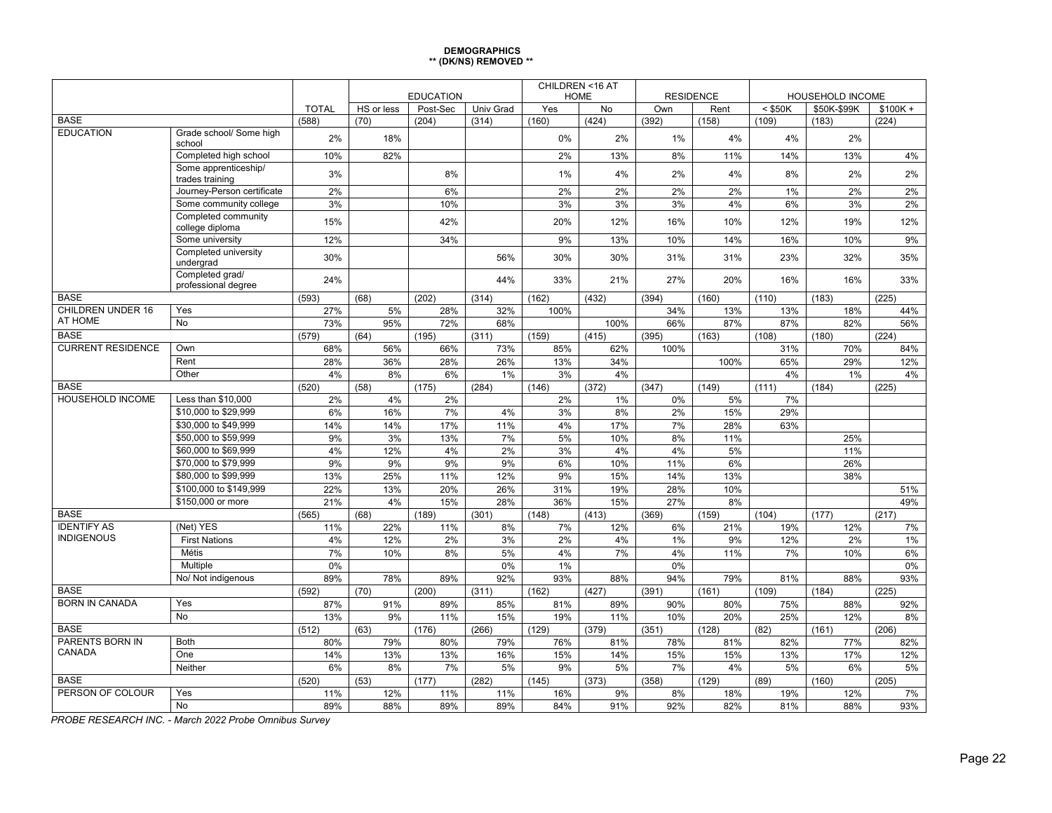**DEMOGRAPHICS**
**** (DK/NS) REMOVED ****

| | | TOTAL | EDUCATION | | | CHILDREN <16 AT HOME | | RESIDENCE | | HOUSEHOLD INCOME | | |
|---|---|---|---|---|---|---|---|---|---|---|---|---|
| | | | HS or less | Post-Sec | Univ Grad | Yes | No | Own | Rent | < $50K | $50K-$99K | $100K + |
| BASE | | (588) | (70) | (204) | (314) | (160) | (424) | (392) | (158) | (109) | (183) | (224) |
| EDUCATION | Grade school/ Some high school | 2% | 18% | | | 0% | 2% | 1% | 4% | 4% | 2% | |
| | Completed high school | 10% | 82% | | | 2% | 13% | 8% | 11% | 14% | 13% | 4% |
| | Some apprenticeship/ trades training | 3% | | 8% | | 1% | 4% | 2% | 4% | 8% | 2% | 2% |
| | Journey-Person certificate | 2% | | 6% | | 2% | 2% | 2% | 2% | 1% | 2% | 2% |
| | Some community college | 3% | | 10% | | 3% | 3% | 3% | 4% | 6% | 3% | 2% |
| | Completed community college diploma | 15% | | 42% | | 20% | 12% | 16% | 10% | 12% | 19% | 12% |
| | Some university | 12% | | 34% | | 9% | 13% | 10% | 14% | 16% | 10% | 9% |
| | Completed university undergrad | 30% | | | 56% | 30% | 30% | 31% | 31% | 23% | 32% | 35% |
| | Completed grad/ professional degree | 24% | | | 44% | 33% | 21% | 27% | 20% | 16% | 16% | 33% |
| BASE | | (593) | (68) | (202) | (314) | (162) | (432) | (394) | (160) | (110) | (183) | (225) |
| CHILDREN UNDER 16 AT HOME | Yes | 27% | 5% | 28% | 32% | 100% | | 34% | 13% | 13% | 18% | 44% |
| | No | 73% | 95% | 72% | 68% | | 100% | 66% | 87% | 87% | 82% | 56% |
| BASE | | (579) | (64) | (195) | (311) | (159) | (415) | (395) | (163) | (108) | (180) | (224) |
| CURRENT RESIDENCE | Own | 68% | 56% | 66% | 73% | 85% | 62% | 100% | | 31% | 70% | 84% |
| | Rent | 28% | 36% | 28% | 26% | 13% | 34% | | 100% | 65% | 29% | 12% |
| | Other | 4% | 8% | 6% | 1% | 3% | 4% | | | 4% | 1% | 4% |
| BASE | | (520) | (58) | (175) | (284) | (146) | (372) | (347) | (149) | (111) | (184) | (225) |
| HOUSEHOLD INCOME | Less than $10,000 | 2% | 4% | 2% | | 2% | 1% | 0% | 5% | 7% | | |
| | $10,000 to $29,999 | 6% | 16% | 7% | 4% | 3% | 8% | 2% | 15% | 29% | | |
| | $30,000 to $49,999 | 14% | 14% | 17% | 11% | 4% | 17% | 7% | 28% | 63% | | |
| | $50,000 to $59,999 | 9% | 3% | 13% | 7% | 5% | 10% | 8% | 11% | | 25% | |
| | $60,000 to $69,999 | 4% | 12% | 4% | 2% | 3% | 4% | 4% | 5% | | 11% | |
| | $70,000 to $79,999 | 9% | 9% | 9% | 9% | 6% | 10% | 11% | 6% | | 26% | |
| | $80,000 to $99,999 | 13% | 25% | 11% | 12% | 9% | 15% | 14% | 13% | | 38% | |
| | $100,000 to $149,999 | 22% | 13% | 20% | 26% | 31% | 19% | 28% | 10% | | | 51% |
| | $150,000 or more | 21% | 4% | 15% | 28% | 36% | 15% | 27% | 8% | | | 49% |
| BASE | | (565) | (68) | (189) | (301) | (148) | (413) | (369) | (159) | (104) | (177) | (217) |
| IDENTIFY AS INDIGENOUS | (Net) YES | 11% | 22% | 11% | 8% | 7% | 12% | 6% | 21% | 19% | 12% | 7% |
| | First Nations | 4% | 12% | 2% | 3% | 2% | 4% | 1% | 9% | 12% | 2% | 1% |
| | Métis | 7% | 10% | 8% | 5% | 4% | 7% | 4% | 11% | 7% | 10% | 6% |
| | Multiple | 0% | | | 0% | 1% | | 0% | | | | 0% |
| | No/ Not indigenous | 89% | 78% | 89% | 92% | 93% | 88% | 94% | 79% | 81% | 88% | 93% |
| BASE | | (592) | (70) | (200) | (311) | (162) | (427) | (391) | (161) | (109) | (184) | (225) |
| BORN IN CANADA | Yes | 87% | 91% | 89% | 85% | 81% | 89% | 90% | 80% | 75% | 88% | 92% |
| | No | 13% | 9% | 11% | 15% | 19% | 11% | 10% | 20% | 25% | 12% | 8% |
| BASE | | (512) | (63) | (176) | (266) | (129) | (379) | (351) | (128) | (82) | (161) | (206) |
| PARENTS BORN IN CANADA | Both | 80% | 79% | 80% | 79% | 76% | 81% | 78% | 81% | 82% | 77% | 82% |
| | One | 14% | 13% | 13% | 16% | 15% | 14% | 15% | 15% | 13% | 17% | 12% |
| | Neither | 6% | 8% | 7% | 5% | 9% | 5% | 7% | 4% | 5% | 6% | 5% |
| BASE | | (520) | (53) | (177) | (282) | (145) | (373) | (358) | (129) | (89) | (160) | (205) |
| PERSON OF COLOUR | Yes | 11% | 12% | 11% | 11% | 16% | 9% | 8% | 18% | 19% | 12% | 7% |
| | No | 89% | 88% | 89% | 89% | 84% | 91% | 92% | 82% | 81% | 88% | 93% |

*PROBE RESEARCH INC. - March 2022 Probe Omnibus Survey*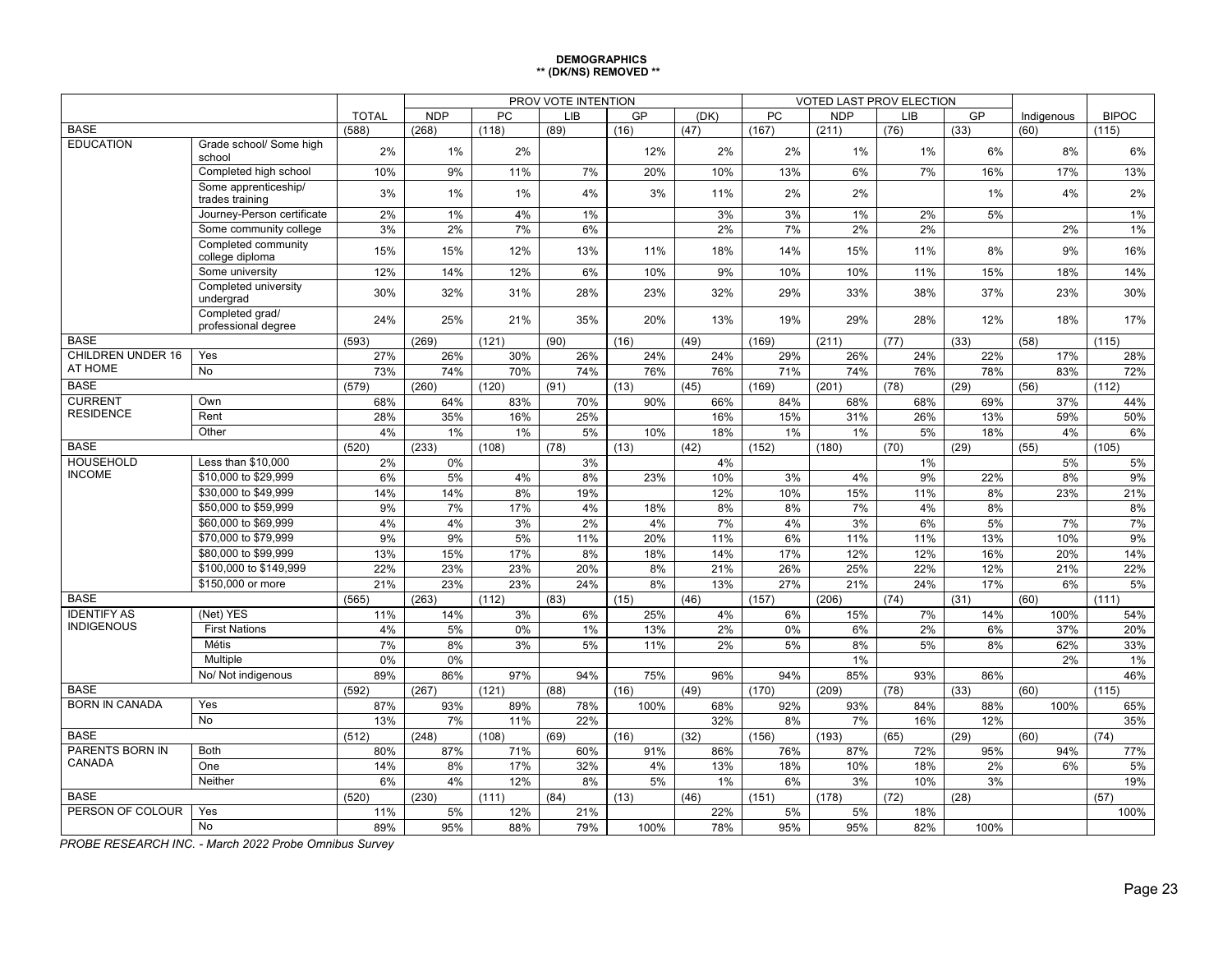**DEMOGRAPHICS**
**\*\* (DK/NS) REMOVED \*\***

| | | | PROV VOTE INTENTION | | | | | VOTED LAST PROV ELECTION | | | | | |
|---|---|---|---|---|---|---|---|---|---|---|---|---|---|
| | | TOTAL | NDP | PC | LIB | GP | (DK) | PC | NDP | LIB | GP | Indigenous | BIPOC |
| BASE | | (588) | (268) | (118) | (89) | (16) | (47) | (167) | (211) | (76) | (33) | (60) | (115) |
| EDUCATION | Grade school/ Some high school | 2% | 1% | 2% | | 12% | 2% | 2% | 1% | 1% | 6% | 8% | 6% |
| | Completed high school | 10% | 9% | 11% | 7% | 20% | 10% | 13% | 6% | 7% | 16% | 17% | 13% |
| | Some apprenticeship/ trades training | 3% | 1% | 1% | 4% | 3% | 11% | 2% | 2% | | 1% | 4% | 2% |
| | Journey-Person certificate | 2% | 1% | 4% | 1% | | 3% | 3% | 1% | 2% | 5% | | 1% |
| | Some community college | 3% | 2% | 7% | 6% | | 2% | 7% | 2% | 2% | | 2% | 1% |
| | Completed community college diploma | 15% | 15% | 12% | 13% | 11% | 18% | 14% | 15% | 11% | 8% | 9% | 16% |
| | Some university | 12% | 14% | 12% | 6% | 10% | 9% | 10% | 10% | 11% | 15% | 18% | 14% |
| | Completed university undergrad | 30% | 32% | 31% | 28% | 23% | 32% | 29% | 33% | 38% | 37% | 23% | 30% |
| | Completed grad/ professional degree | 24% | 25% | 21% | 35% | 20% | 13% | 19% | 29% | 28% | 12% | 18% | 17% |
| BASE | | (593) | (269) | (121) | (90) | (16) | (49) | (169) | (211) | (77) | (33) | (58) | (115) |
| CHILDREN UNDER 16 AT HOME | Yes | 27% | 26% | 30% | 26% | 24% | 24% | 29% | 26% | 24% | 22% | 17% | 28% |
| | No | 73% | 74% | 70% | 74% | 76% | 76% | 71% | 74% | 76% | 78% | 83% | 72% |
| BASE | | (579) | (260) | (120) | (91) | (13) | (45) | (169) | (201) | (78) | (29) | (56) | (112) |
| CURRENT RESIDENCE | Own | 68% | 64% | 83% | 70% | 90% | 66% | 84% | 68% | 68% | 69% | 37% | 44% |
| | Rent | 28% | 35% | 16% | 25% | | 16% | 15% | 31% | 26% | 13% | 59% | 50% |
| | Other | 4% | 1% | 1% | 5% | 10% | 18% | 1% | 1% | 5% | 18% | 4% | 6% |
| BASE | | (520) | (233) | (108) | (78) | (13) | (42) | (152) | (180) | (70) | (29) | (55) | (105) |
| HOUSEHOLD INCOME | Less than $10,000 | 2% | 0% | | 3% | | 4% | | | 1% | | 5% | 5% |
| | $10,000 to $29,999 | 6% | 5% | 4% | 8% | 23% | 10% | 3% | 4% | 9% | 22% | 8% | 9% |
| | $30,000 to $49,999 | 14% | 14% | 8% | 19% | | 12% | 10% | 15% | 11% | 8% | 23% | 21% |
| | $50,000 to $59,999 | 9% | 7% | 17% | 4% | 18% | 8% | 8% | 7% | 4% | 8% | | 8% |
| | $60,000 to $69,999 | 4% | 4% | 3% | 2% | 4% | 7% | 4% | 3% | 6% | 5% | 7% | 7% |
| | $70,000 to $79,999 | 9% | 9% | 5% | 11% | 20% | 11% | 6% | 11% | 11% | 13% | 10% | 9% |
| | $80,000 to $99,999 | 13% | 15% | 17% | 8% | 18% | 14% | 17% | 12% | 12% | 16% | 20% | 14% |
| | $100,000 to $149,999 | 22% | 23% | 23% | 20% | 8% | 21% | 26% | 25% | 22% | 12% | 21% | 22% |
| | $150,000 or more | 21% | 23% | 23% | 24% | 8% | 13% | 27% | 21% | 24% | 17% | 6% | 5% |
| BASE | | (565) | (263) | (112) | (83) | (15) | (46) | (157) | (206) | (74) | (31) | (60) | (111) |
| IDENTIFY AS INDIGENOUS | (Net) YES | 11% | 14% | 3% | 6% | 25% | 4% | 6% | 15% | 7% | 14% | 100% | 54% |
| | First Nations | 4% | 5% | 0% | 1% | 13% | 2% | 0% | 6% | 2% | 6% | 37% | 20% |
| | Métis | 7% | 8% | 3% | 5% | 11% | 2% | 5% | 8% | 5% | 8% | 62% | 33% |
| | Multiple | 0% | 0% | | | | | | 1% | | | 2% | 1% |
| | No/ Not indigenous | 89% | 86% | 97% | 94% | 75% | 96% | 94% | 85% | 93% | 86% | | 46% |
| BASE | | (592) | (267) | (121) | (88) | (16) | (49) | (170) | (209) | (78) | (33) | (60) | (115) |
| BORN IN CANADA | Yes | 87% | 93% | 89% | 78% | 100% | 68% | 92% | 93% | 84% | 88% | 100% | 65% |
| | No | 13% | 7% | 11% | 22% | | 32% | 8% | 7% | 16% | 12% | | 35% |
| BASE | | (512) | (248) | (108) | (69) | (16) | (32) | (156) | (193) | (65) | (29) | (60) | (74) |
| PARENTS BORN IN CANADA | Both | 80% | 87% | 71% | 60% | 91% | 86% | 76% | 87% | 72% | 95% | 94% | 77% |
| | One | 14% | 8% | 17% | 32% | 4% | 13% | 18% | 10% | 18% | 2% | 6% | 5% |
| | Neither | 6% | 4% | 12% | 8% | 5% | 1% | 6% | 3% | 10% | 3% | | 19% |
| BASE | | (520) | (230) | (111) | (84) | (13) | (46) | (151) | (178) | (72) | (28) | | (57) |
| PERSON OF COLOUR | Yes | 11% | 5% | 12% | 21% | | 22% | 5% | 5% | 18% | | | 100% |
| | No | 89% | 95% | 88% | 79% | 100% | 78% | 95% | 95% | 82% | 100% | | |

*PROBE RESEARCH INC. - March 2022 Probe Omnibus Survey*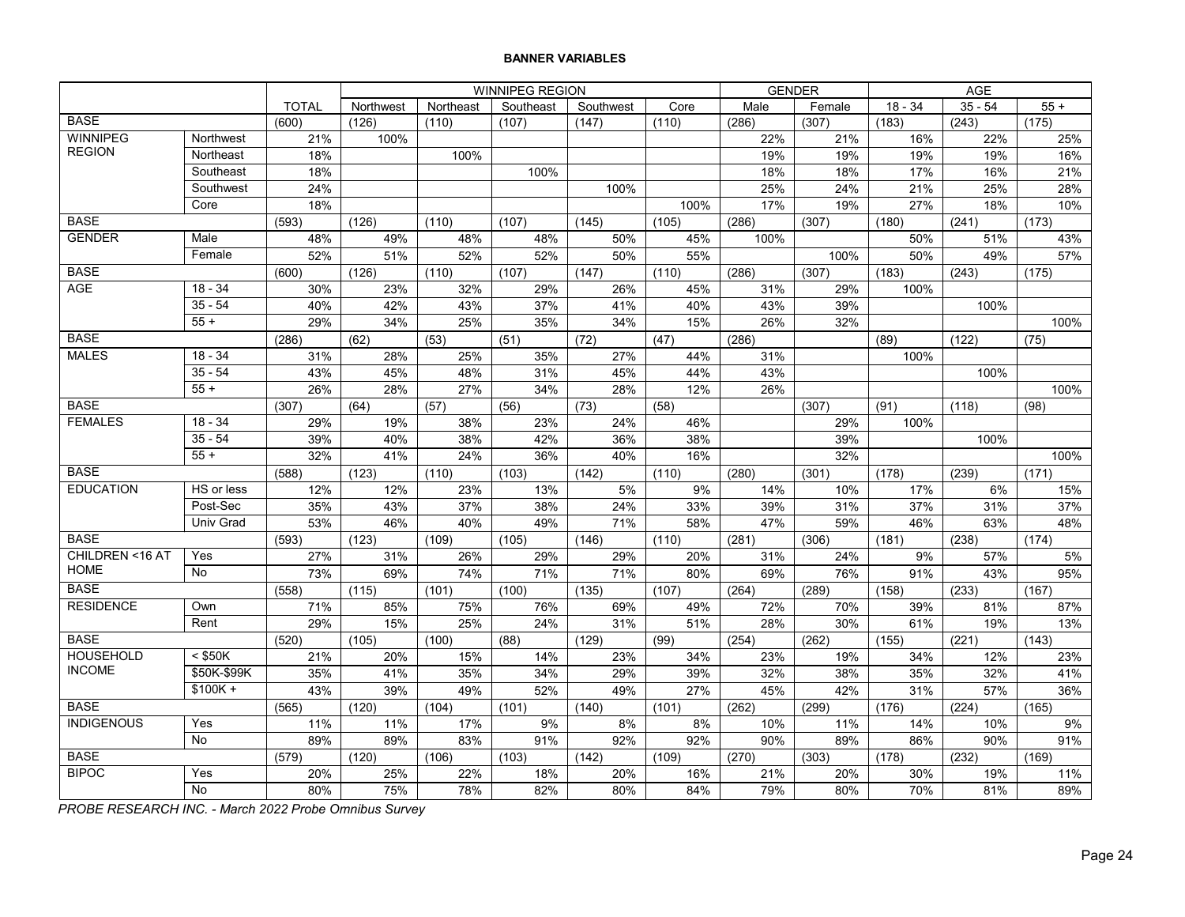**BANNER VARIABLES**

| | | TOTAL | WINNIPEG REGION | | | | | GENDER | | AGE | | |
|---|---|---|---|---|---|---|---|---|---|---|---|---|
| | | | Northwest | Northeast | Southeast | Southwest | Core | Male | Female | 18 - 34 | 35 - 54 | 55 + |
| BASE | | (600) | (126) | (110) | (107) | (147) | (110) | (286) | (307) | (183) | (243) | (175) |
| WINNIPEG REGION | Northwest | 21% | 100% | | | | | 22% | 21% | 16% | 22% | 25% |
| | Northeast | 18% | | 100% | | | | 19% | 19% | 19% | 19% | 16% |
| | Southeast | 18% | | | 100% | | | 18% | 18% | 17% | 16% | 21% |
| | Southwest | 24% | | | | 100% | | 25% | 24% | 21% | 25% | 28% |
| | Core | 18% | | | | | 100% | 17% | 19% | 27% | 18% | 10% |
| BASE | | (593) | (126) | (110) | (107) | (145) | (105) | (286) | (307) | (180) | (241) | (173) |
| GENDER | Male | 48% | 49% | 48% | 48% | 50% | 45% | 100% | | 50% | 51% | 43% |
| | Female | 52% | 51% | 52% | 52% | 50% | 55% | | 100% | 50% | 49% | 57% |
| BASE | | (600) | (126) | (110) | (107) | (147) | (110) | (286) | (307) | (183) | (243) | (175) |
| AGE | 18 - 34 | 30% | 23% | 32% | 29% | 26% | 45% | 31% | 29% | 100% | | |
| | 35 - 54 | 40% | 42% | 43% | 37% | 41% | 40% | 43% | 39% | | 100% | |
| | 55 + | 29% | 34% | 25% | 35% | 34% | 15% | 26% | 32% | | | 100% |
| BASE | | (286) | (62) | (53) | (51) | (72) | (47) | (286) | | (89) | (122) | (75) |
| MALES | 18 - 34 | 31% | 28% | 25% | 35% | 27% | 44% | 31% | | 100% | | |
| | 35 - 54 | 43% | 45% | 48% | 31% | 45% | 44% | 43% | | | 100% | |
| | 55 + | 26% | 28% | 27% | 34% | 28% | 12% | 26% | | | | 100% |
| BASE | | (307) | (64) | (57) | (56) | (73) | (58) | | (307) | (91) | (118) | (98) |
| FEMALES | 18 - 34 | 29% | 19% | 38% | 23% | 24% | 46% | | 29% | 100% | | |
| | 35 - 54 | 39% | 40% | 38% | 42% | 36% | 38% | | 39% | | 100% | |
| | 55 + | 32% | 41% | 24% | 36% | 40% | 16% | | 32% | | | 100% |
| BASE | | (588) | (123) | (110) | (103) | (142) | (110) | (280) | (301) | (178) | (239) | (171) |
| EDUCATION | HS or less | 12% | 12% | 23% | 13% | 5% | 9% | 14% | 10% | 17% | 6% | 15% |
| | Post-Sec | 35% | 43% | 37% | 38% | 24% | 33% | 39% | 31% | 37% | 31% | 37% |
| | Univ Grad | 53% | 46% | 40% | 49% | 71% | 58% | 47% | 59% | 46% | 63% | 48% |
| BASE | | (593) | (123) | (109) | (105) | (146) | (110) | (281) | (306) | (181) | (238) | (174) |
| CHILDREN <16 AT HOME | Yes | 27% | 31% | 26% | 29% | 29% | 20% | 31% | 24% | 9% | 57% | 5% |
| | No | 73% | 69% | 74% | 71% | 71% | 80% | 69% | 76% | 91% | 43% | 95% |
| BASE | | (558) | (115) | (101) | (100) | (135) | (107) | (264) | (289) | (158) | (233) | (167) |
| RESIDENCE | Own | 71% | 85% | 75% | 76% | 69% | 49% | 72% | 70% | 39% | 81% | 87% |
| | Rent | 29% | 15% | 25% | 24% | 31% | 51% | 28% | 30% | 61% | 19% | 13% |
| BASE | | (520) | (105) | (100) | (88) | (129) | (99) | (254) | (262) | (155) | (221) | (143) |
| HOUSEHOLD INCOME | < $50K | 21% | 20% | 15% | 14% | 23% | 34% | 23% | 19% | 34% | 12% | 23% |
| | $50K-$99K | 35% | 41% | 35% | 34% | 29% | 39% | 32% | 38% | 35% | 32% | 41% |
| | $100K + | 43% | 39% | 49% | 52% | 49% | 27% | 45% | 42% | 31% | 57% | 36% |
| BASE | | (565) | (120) | (104) | (101) | (140) | (101) | (262) | (299) | (176) | (224) | (165) |
| INDIGENOUS | Yes | 11% | 11% | 17% | 9% | 8% | 8% | 10% | 11% | 14% | 10% | 9% |
| | No | 89% | 89% | 83% | 91% | 92% | 92% | 90% | 89% | 86% | 90% | 91% |
| BASE | | (579) | (120) | (106) | (103) | (142) | (109) | (270) | (303) | (178) | (232) | (169) |
| BIPOC | Yes | 20% | 25% | 22% | 18% | 20% | 16% | 21% | 20% | 30% | 19% | 11% |
| | No | 80% | 75% | 78% | 82% | 80% | 84% | 79% | 80% | 70% | 81% | 89% |

*PROBE RESEARCH INC. - March 2022 Probe Omnibus Survey*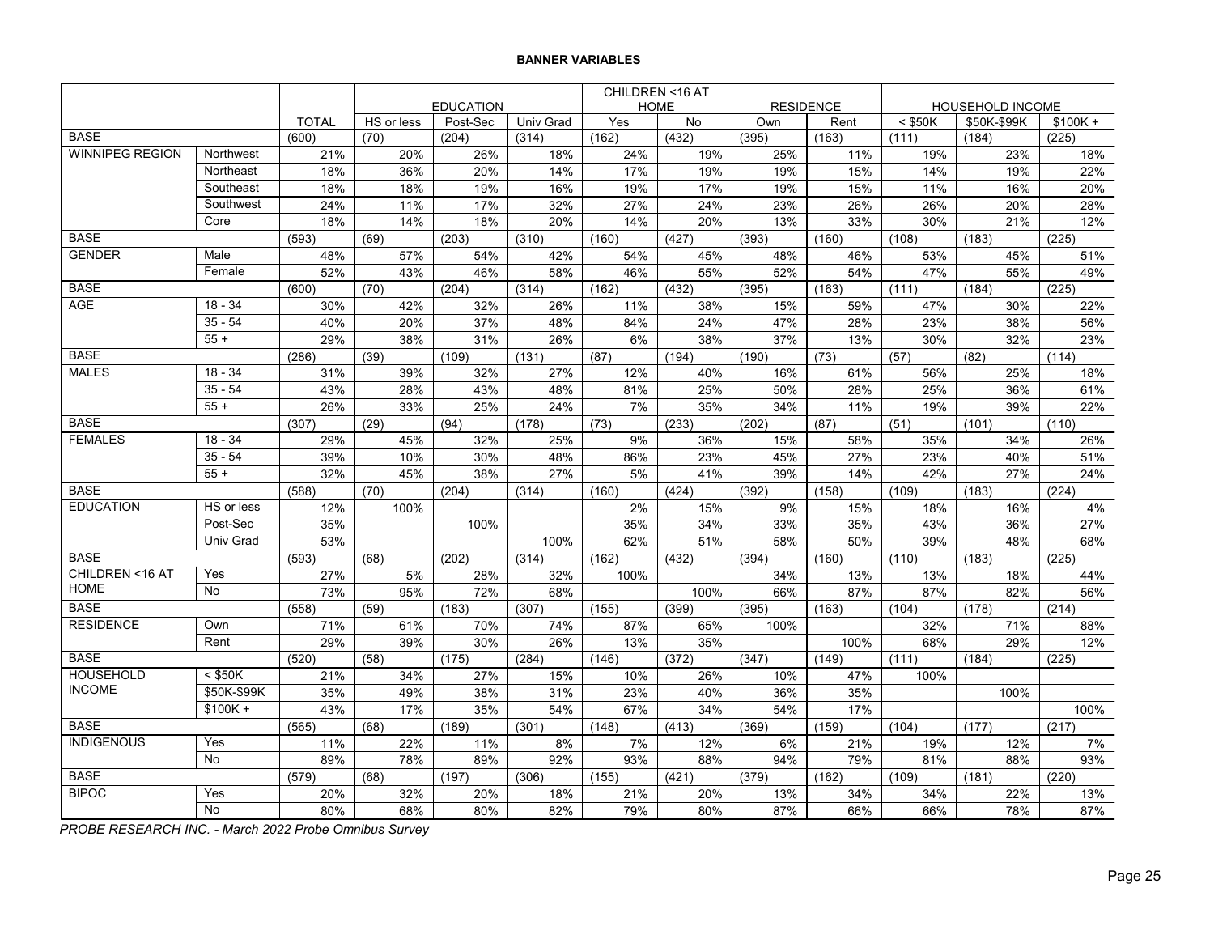**BANNER VARIABLES**

| | | TOTAL | EDUCATION | | | CHILDREN <16 AT HOME | | RESIDENCE | | HOUSEHOLD INCOME | | |
|---|---|---|---|---|---|---|---|---|---|---|---|---|
| | | | HS or less | Post-Sec | Univ Grad | Yes | No | Own | Rent | < $50K | $50K-$99K | $100K + |
| BASE | | (600) | (70) | (204) | (314) | (162) | (432) | (395) | (163) | (111) | (184) | (225) |
| WINNIPEG REGION | Northwest | 21% | 20% | 26% | 18% | 24% | 19% | 25% | 11% | 19% | 23% | 18% |
| | Northeast | 18% | 36% | 20% | 14% | 17% | 19% | 19% | 15% | 14% | 19% | 22% |
| | Southeast | 18% | 18% | 19% | 16% | 19% | 17% | 19% | 15% | 11% | 16% | 20% |
| | Southwest | 24% | 11% | 17% | 32% | 27% | 24% | 23% | 26% | 26% | 20% | 28% |
| | Core | 18% | 14% | 18% | 20% | 14% | 20% | 13% | 33% | 30% | 21% | 12% |
| BASE | | (593) | (69) | (203) | (310) | (160) | (427) | (393) | (160) | (108) | (183) | (225) |
| GENDER | Male | 48% | 57% | 54% | 42% | 54% | 45% | 48% | 46% | 53% | 45% | 51% |
| | Female | 52% | 43% | 46% | 58% | 46% | 55% | 52% | 54% | 47% | 55% | 49% |
| BASE | | (600) | (70) | (204) | (314) | (162) | (432) | (395) | (163) | (111) | (184) | (225) |
| AGE | 18 - 34 | 30% | 42% | 32% | 26% | 11% | 38% | 15% | 59% | 47% | 30% | 22% |
| | 35 - 54 | 40% | 20% | 37% | 48% | 84% | 24% | 47% | 28% | 23% | 38% | 56% |
| | 55 + | 29% | 38% | 31% | 26% | 6% | 38% | 37% | 13% | 30% | 32% | 23% |
| BASE | | (286) | (39) | (109) | (131) | (87) | (194) | (190) | (73) | (57) | (82) | (114) |
| MALES | 18 - 34 | 31% | 39% | 32% | 27% | 12% | 40% | 16% | 61% | 56% | 25% | 18% |
| | 35 - 54 | 43% | 28% | 43% | 48% | 81% | 25% | 50% | 28% | 25% | 36% | 61% |
| | 55 + | 26% | 33% | 25% | 24% | 7% | 35% | 34% | 11% | 19% | 39% | 22% |
| BASE | | (307) | (29) | (94) | (178) | (73) | (233) | (202) | (87) | (51) | (101) | (110) |
| FEMALES | 18 - 34 | 29% | 45% | 32% | 25% | 9% | 36% | 15% | 58% | 35% | 34% | 26% |
| | 35 - 54 | 39% | 10% | 30% | 48% | 86% | 23% | 45% | 27% | 23% | 40% | 51% |
| | 55 + | 32% | 45% | 38% | 27% | 5% | 41% | 39% | 14% | 42% | 27% | 24% |
| BASE | | (588) | (70) | (204) | (314) | (160) | (424) | (392) | (158) | (109) | (183) | (224) |
| EDUCATION | HS or less | 12% | 100% | | | 2% | 15% | 9% | 15% | 18% | 16% | 4% |
| | Post-Sec | 35% | | 100% | | 35% | 34% | 33% | 35% | 43% | 36% | 27% |
| | Univ Grad | 53% | | | 100% | 62% | 51% | 58% | 50% | 39% | 48% | 68% |
| BASE | | (593) | (68) | (202) | (314) | (162) | (432) | (394) | (160) | (110) | (183) | (225) |
| CHILDREN <16 AT HOME | Yes | 27% | 5% | 28% | 32% | 100% | | 34% | 13% | 13% | 18% | 44% |
| | No | 73% | 95% | 72% | 68% | | 100% | 66% | 87% | 87% | 82% | 56% |
| BASE | | (558) | (59) | (183) | (307) | (155) | (399) | (395) | (163) | (104) | (178) | (214) |
| RESIDENCE | Own | 71% | 61% | 70% | 74% | 87% | 65% | 100% | | 32% | 71% | 88% |
| | Rent | 29% | 39% | 30% | 26% | 13% | 35% | | 100% | 68% | 29% | 12% |
| BASE | | (520) | (58) | (175) | (284) | (146) | (372) | (347) | (149) | (111) | (184) | (225) |
| HOUSEHOLD INCOME | < $50K | 21% | 34% | 27% | 15% | 10% | 26% | 10% | 47% | 100% | | |
| | $50K-$99K | 35% | 49% | 38% | 31% | 23% | 40% | 36% | 35% | | 100% | |
| | $100K + | 43% | 17% | 35% | 54% | 67% | 34% | 54% | 17% | | | 100% |
| BASE | | (565) | (68) | (189) | (301) | (148) | (413) | (369) | (159) | (104) | (177) | (217) |
| INDIGENOUS | Yes | 11% | 22% | 11% | 8% | 7% | 12% | 6% | 21% | 19% | 12% | 7% |
| | No | 89% | 78% | 89% | 92% | 93% | 88% | 94% | 79% | 81% | 88% | 93% |
| BASE | | (579) | (68) | (197) | (306) | (155) | (421) | (379) | (162) | (109) | (181) | (220) |
| BIPOC | Yes | 20% | 32% | 20% | 18% | 21% | 20% | 13% | 34% | 34% | 22% | 13% |
| | No | 80% | 68% | 80% | 82% | 79% | 80% | 87% | 66% | 66% | 78% | 87% |

*PROBE RESEARCH INC. - March 2022 Probe Omnibus Survey*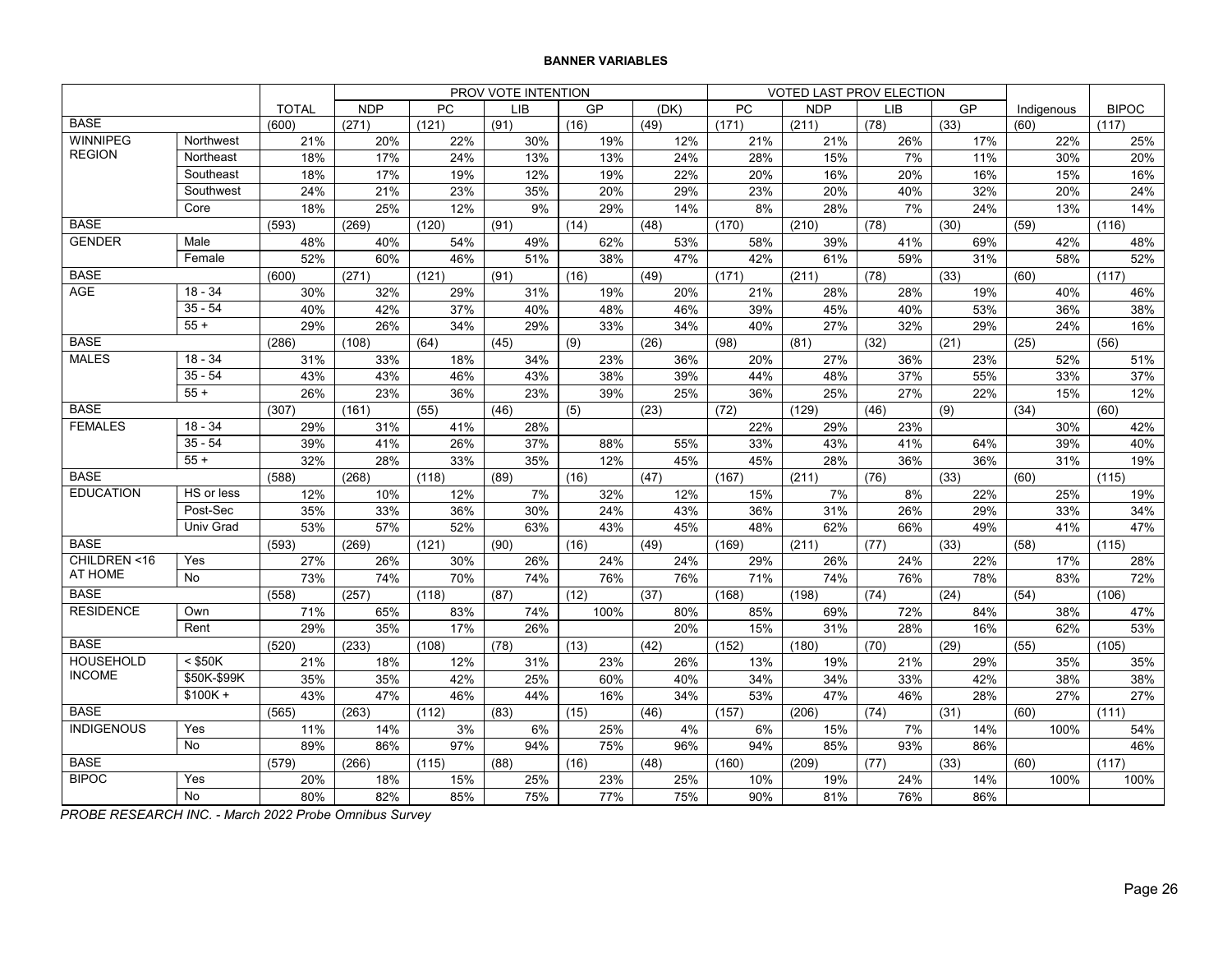#### BANNER VARIABLES

| | | | PROV VOTE INTENTION | | | | | VOTED LAST PROV ELECTION | | | | | |
|---|---|---|---|---|---|---|---|---|---|---|---|---|---|
| | | TOTAL | NDP | PC | LIB | GP | (DK) | PC | NDP | LIB | GP | Indigenous | BIPOC |
| BASE | | (600) | (271) | (121) | (91) | (16) | (49) | (171) | (211) | (78) | (33) | (60) | (117) |
| WINNIPEG REGION | Northwest | 21% | 20% | 22% | 30% | 19% | 12% | 21% | 21% | 26% | 17% | 22% | 25% |
| | Northeast | 18% | 17% | 24% | 13% | 13% | 24% | 28% | 15% | 7% | 11% | 30% | 20% |
| | Southeast | 18% | 17% | 19% | 12% | 19% | 22% | 20% | 16% | 20% | 16% | 15% | 16% |
| | Southwest | 24% | 21% | 23% | 35% | 20% | 29% | 23% | 20% | 40% | 32% | 20% | 24% |
| | Core | 18% | 25% | 12% | 9% | 29% | 14% | 8% | 28% | 7% | 24% | 13% | 14% |
| BASE | | (593) | (269) | (120) | (91) | (14) | (48) | (170) | (210) | (78) | (30) | (59) | (116) |
| GENDER | Male | 48% | 40% | 54% | 49% | 62% | 53% | 58% | 39% | 41% | 69% | 42% | 48% |
| | Female | 52% | 60% | 46% | 51% | 38% | 47% | 42% | 61% | 59% | 31% | 58% | 52% |
| BASE | | (600) | (271) | (121) | (91) | (16) | (49) | (171) | (211) | (78) | (33) | (60) | (117) |
| AGE | 18 - 34 | 30% | 32% | 29% | 31% | 19% | 20% | 21% | 28% | 28% | 19% | 40% | 46% |
| | 35 - 54 | 40% | 42% | 37% | 40% | 48% | 46% | 39% | 45% | 40% | 53% | 36% | 38% |
| | 55 + | 29% | 26% | 34% | 29% | 33% | 34% | 40% | 27% | 32% | 29% | 24% | 16% |
| BASE | | (286) | (108) | (64) | (45) | (9) | (26) | (98) | (81) | (32) | (21) | (25) | (56) |
| MALES | 18 - 34 | 31% | 33% | 18% | 34% | 23% | 36% | 20% | 27% | 36% | 23% | 52% | 51% |
| | 35 - 54 | 43% | 43% | 46% | 43% | 38% | 39% | 44% | 48% | 37% | 55% | 33% | 37% |
| | 55 + | 26% | 23% | 36% | 23% | 39% | 25% | 36% | 25% | 27% | 22% | 15% | 12% |
| BASE | | (307) | (161) | (55) | (46) | (5) | (23) | (72) | (129) | (46) | (9) | (34) | (60) |
| FEMALES | 18 - 34 | 29% | 31% | 41% | 28% | | | 22% | 29% | 23% | | 30% | 42% |
| | 35 - 54 | 39% | 41% | 26% | 37% | 88% | 55% | 33% | 43% | 41% | 64% | 39% | 40% |
| | 55 + | 32% | 28% | 33% | 35% | 12% | 45% | 45% | 28% | 36% | 36% | 31% | 19% |
| BASE | | (588) | (268) | (118) | (89) | (16) | (47) | (167) | (211) | (76) | (33) | (60) | (115) |
| EDUCATION | HS or less | 12% | 10% | 12% | 7% | 32% | 12% | 15% | 7% | 8% | 22% | 25% | 19% |
| | Post-Sec | 35% | 33% | 36% | 30% | 24% | 43% | 36% | 31% | 26% | 29% | 33% | 34% |
| | Univ Grad | 53% | 57% | 52% | 63% | 43% | 45% | 48% | 62% | 66% | 49% | 41% | 47% |
| BASE | | (593) | (269) | (121) | (90) | (16) | (49) | (169) | (211) | (77) | (33) | (58) | (115) |
| CHILDREN <16 AT HOME | Yes | 27% | 26% | 30% | 26% | 24% | 24% | 29% | 26% | 24% | 22% | 17% | 28% |
| | No | 73% | 74% | 70% | 74% | 76% | 76% | 71% | 74% | 76% | 78% | 83% | 72% |
| BASE | | (558) | (257) | (118) | (87) | (12) | (37) | (168) | (198) | (74) | (24) | (54) | (106) |
| RESIDENCE | Own | 71% | 65% | 83% | 74% | 100% | 80% | 85% | 69% | 72% | 84% | 38% | 47% |
| | Rent | 29% | 35% | 17% | 26% | | 20% | 15% | 31% | 28% | 16% | 62% | 53% |
| BASE | | (520) | (233) | (108) | (78) | (13) | (42) | (152) | (180) | (70) | (29) | (55) | (105) |
| HOUSEHOLD INCOME | < $50K | 21% | 18% | 12% | 31% | 23% | 26% | 13% | 19% | 21% | 29% | 35% | 35% |
| | $50K-$99K | 35% | 35% | 42% | 25% | 60% | 40% | 34% | 34% | 33% | 42% | 38% | 38% |
| | $100K + | 43% | 47% | 46% | 44% | 16% | 34% | 53% | 47% | 46% | 28% | 27% | 27% |
| BASE | | (565) | (263) | (112) | (83) | (15) | (46) | (157) | (206) | (74) | (31) | (60) | (111) |
| INDIGENOUS | Yes | 11% | 14% | 3% | 6% | 25% | 4% | 6% | 15% | 7% | 14% | 100% | 54% |
| | No | 89% | 86% | 97% | 94% | 75% | 96% | 94% | 85% | 93% | 86% | | 46% |
| BASE | | (579) | (266) | (115) | (88) | (16) | (48) | (160) | (209) | (77) | (33) | (60) | (117) |
| BIPOC | Yes | 20% | 18% | 15% | 25% | 23% | 25% | 10% | 19% | 24% | 14% | 100% | 100% |
| | No | 80% | 82% | 85% | 75% | 77% | 75% | 90% | 81% | 76% | 86% | | |

*PROBE RESEARCH INC. - March 2022 Probe Omnibus Survey*